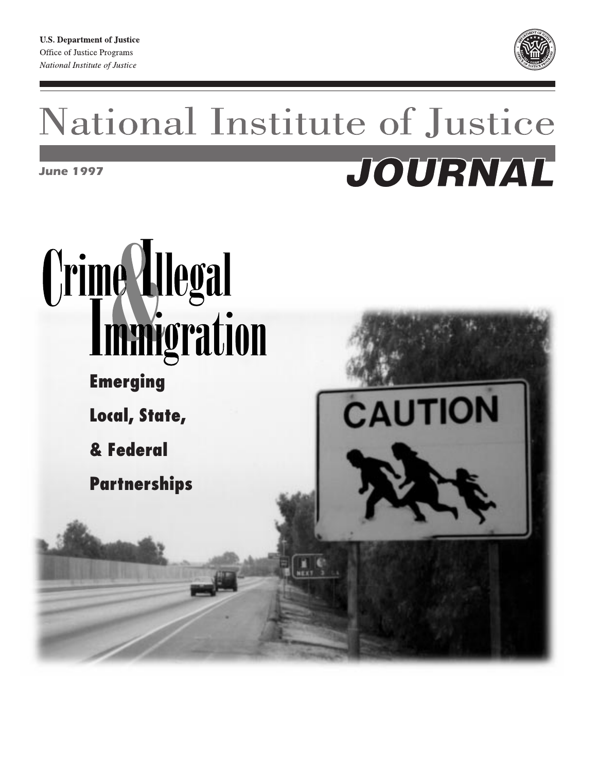U.S. Department of Justice
Office of Justice Programs
*National Institute of Justice*

# National Institute of Justice JOURNAL

**June 1997**

# Crime & Illegal Immigration

## Emerging Local, State, & Federal Partnerships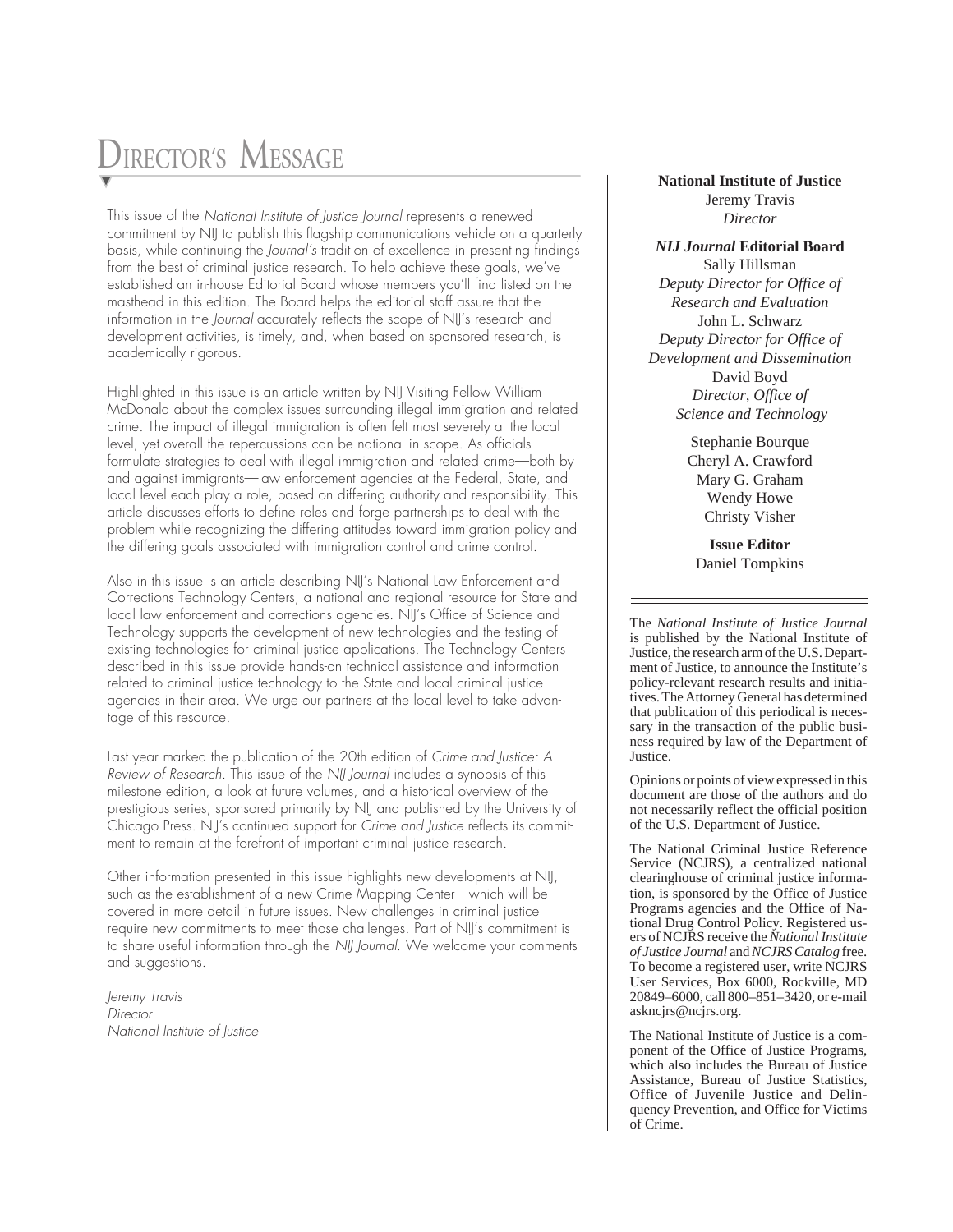# Director's Message

This issue of the *National Institute of Justice Journal* represents a renewed commitment by NIJ to publish this flagship communications vehicle on a quarterly basis, while continuing the *Journal's* tradition of excellence in presenting findings from the best of criminal justice research. To help achieve these goals, we've established an in-house Editorial Board whose members you'll find listed on the masthead in this edition. The Board helps the editorial staff assure that the information in the *Journal* accurately reflects the scope of NIJ's research and development activities, is timely, and, when based on sponsored research, is academically rigorous.

Highlighted in this issue is an article written by NIJ Visiting Fellow William McDonald about the complex issues surrounding illegal immigration and related crime. The impact of illegal immigration is often felt most severely at the local level, yet overall the repercussions can be national in scope. As officials formulate strategies to deal with illegal immigration and related crime—both by and against immigrants—law enforcement agencies at the Federal, State, and local level each play a role, based on differing authority and responsibility. This article discusses efforts to define roles and forge partnerships to deal with the problem while recognizing the differing attitudes toward immigration policy and the differing goals associated with immigration control and crime control.

Also in this issue is an article describing NIJ's National Law Enforcement and Corrections Technology Centers, a national and regional resource for State and local law enforcement and corrections agencies. NIJ's Office of Science and Technology supports the development of new technologies and the testing of existing technologies for criminal justice applications. The Technology Centers described in this issue provide hands-on technical assistance and information related to criminal justice technology to the State and local criminal justice agencies in their area. We urge our partners at the local level to take advantage of this resource.

Last year marked the publication of the 20th edition of *Crime and Justice: A Review of Research*. This issue of the *NIJ Journal* includes a synopsis of this milestone edition, a look at future volumes, and a historical overview of the prestigious series, sponsored primarily by NIJ and published by the University of Chicago Press. NIJ's continued support for *Crime and Justice* reflects its commitment to remain at the forefront of important criminal justice research.

Other information presented in this issue highlights new developments at NIJ, such as the establishment of a new Crime Mapping Center—which will be covered in more detail in future issues. New challenges in criminal justice require new commitments to meet those challenges. Part of NIJ's commitment is to share useful information through the *NIJ Journal*. We welcome your comments and suggestions.

*Jeremy Travis*
*Director*
*National Institute of Justice*

---

**National Institute of Justice**
Jeremy Travis
*Director*

***NIJ Journal* Editorial Board**
Sally Hillsman
*Deputy Director for Office of Research and Evaluation*
John L. Schwarz
*Deputy Director for Office of Development and Dissemination*
David Boyd
*Director, Office of Science and Technology*

Stephanie Bourque
Cheryl A. Crawford
Mary G. Graham
Wendy Howe
Christy Visher

**Issue Editor**
Daniel Tompkins

---

The *National Institute of Justice Journal* is published by the National Institute of Justice, the research arm of the U.S. Department of Justice, to announce the Institute's policy-relevant research results and initiatives. The Attorney General has determined that publication of this periodical is necessary in the transaction of the public business required by law of the Department of Justice.

Opinions or points of view expressed in this document are those of the authors and do not necessarily reflect the official position of the U.S. Department of Justice.

The National Criminal Justice Reference Service (NCJRS), a centralized national clearinghouse of criminal justice information, is sponsored by the Office of Justice Programs agencies and the Office of National Drug Control Policy. Registered users of NCJRS receive the *National Institute of Justice Journal* and *NCJRS Catalog* free. To become a registered user, write NCJRS User Services, Box 6000, Rockville, MD 20849–6000, call 800–851–3420, or e-mail askncjrs@ncjrs.org.

The National Institute of Justice is a component of the Office of Justice Programs, which also includes the Bureau of Justice Assistance, Bureau of Justice Statistics, Office of Juvenile Justice and Delinquency Prevention, and Office for Victims of Crime.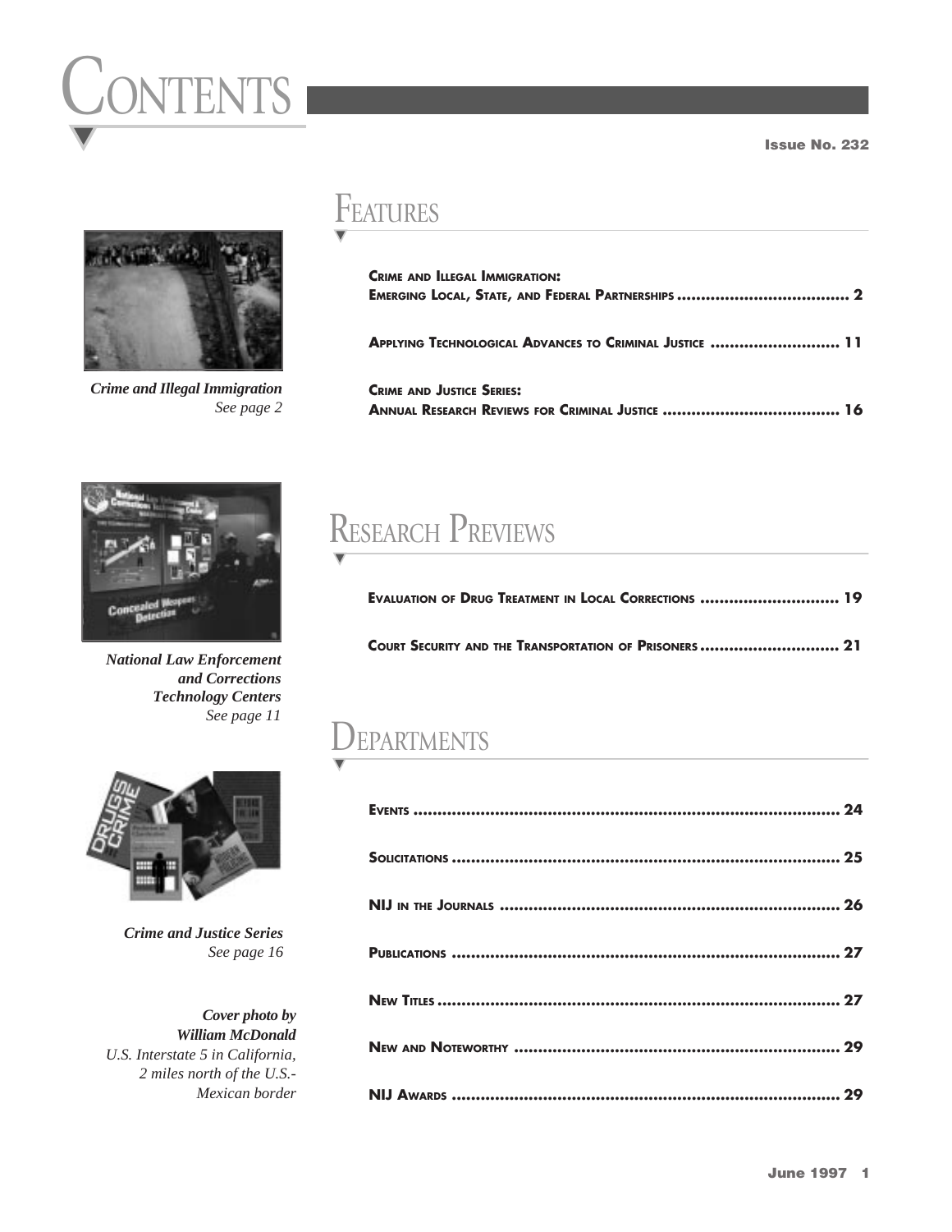# CONTENTS

**Issue No. 232**

## FEATURES

**CRIME AND ILLEGAL IMMIGRATION: EMERGING LOCAL, STATE, AND FEDERAL PARTNERSHIPS** .................................... 2

**APPLYING TECHNOLOGICAL ADVANCES TO CRIMINAL JUSTICE** ........................... 11

**CRIME AND JUSTICE SERIES: ANNUAL RESEARCH REVIEWS FOR CRIMINAL JUSTICE** ..................................... 16

***Crime and Illegal Immigration***
*See page 2*

## RESEARCH PREVIEWS

**EVALUATION OF DRUG TREATMENT IN LOCAL CORRECTIONS** ............................ 19

**COURT SECURITY AND THE TRANSPORTATION OF PRISONERS** ............................ 21

***National Law Enforcement and Corrections Technology Centers***
*See page 11*

## DEPARTMENTS

**EVENTS** ........................................................................................ 24

**SOLICITATIONS** ................................................................................ 25

**NIJ IN THE JOURNALS** ...................................................................... 26

**PUBLICATIONS** ................................................................................ 27

**NEW TITLES** .................................................................................... 27

**NEW AND NOTEWORTHY** ................................................................... 29

**NIJ AWARDS** ................................................................................... 29

***Crime and Justice Series***
*See page 16*

***Cover photo by William McDonald***
*U.S. Interstate 5 in California, 2 miles north of the U.S.-Mexican border*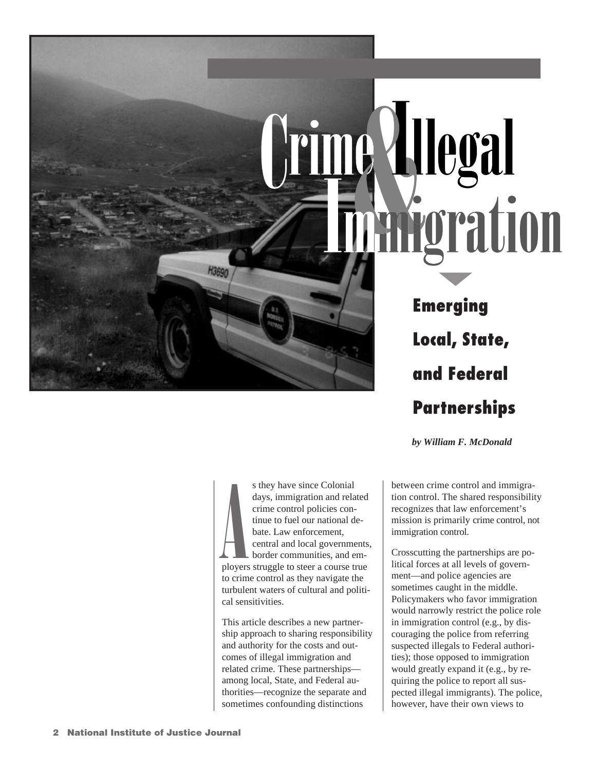# Crime & Illegal Immigration

## Emerging Local, State, and Federal Partnerships

*by William F. McDonald*

As they have since Colonial days, immigration and related crime control policies continue to fuel our national debate. Law enforcement, central and local governments, border communities, and employers struggle to steer a course true to crime control as they navigate the turbulent waters of cultural and political sensitivities.

This article describes a new partnership approach to sharing responsibility and authority for the costs and outcomes of illegal immigration and related crime. These partnerships—among local, State, and Federal authorities—recognize the separate and sometimes confounding distinctions between crime control and immigration control. The shared responsibility recognizes that law enforcement's mission is primarily crime control, not immigration control.

Crosscutting the partnerships are political forces at all levels of government—and police agencies are sometimes caught in the middle. Policymakers who favor immigration would narrowly restrict the police role in immigration control (e.g., by discouraging the police from referring suspected illegals to Federal authorities); those opposed to immigration would greatly expand it (e.g., by requiring the police to report all suspected illegal immigrants). The police, however, have their own views to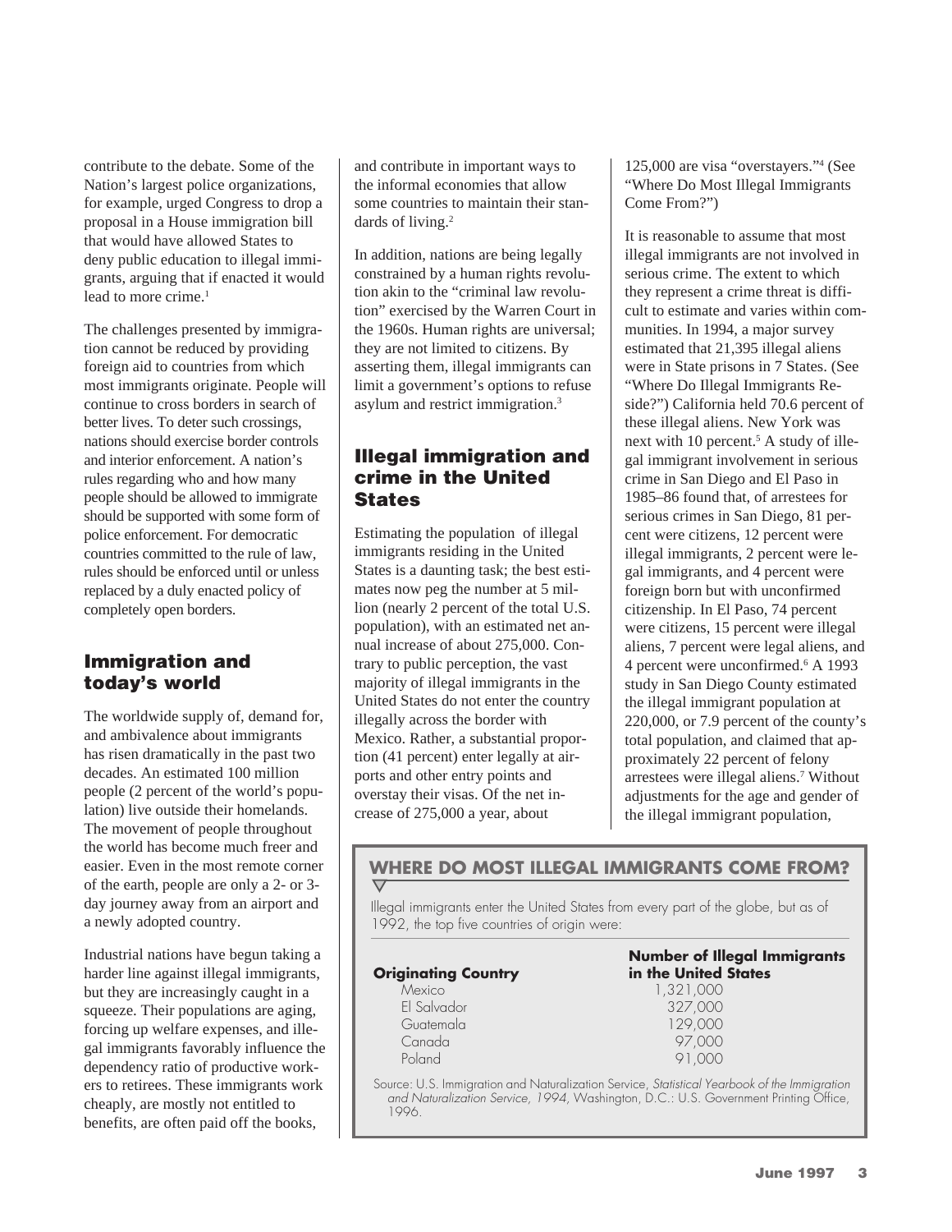contribute to the debate. Some of the Nation's largest police organizations, for example, urged Congress to drop a proposal in a House immigration bill that would have allowed States to deny public education to illegal immigrants, arguing that if enacted it would lead to more crime.[1]

The challenges presented by immigration cannot be reduced by providing foreign aid to countries from which most immigrants originate. People will continue to cross borders in search of better lives. To deter such crossings, nations should exercise border controls and interior enforcement. A nation's rules regarding who and how many people should be allowed to immigrate should be supported with some form of police enforcement. For democratic countries committed to the rule of law, rules should be enforced until or unless replaced by a duly enacted policy of completely open borders.

## Immigration and today's world

The worldwide supply of, demand for, and ambivalence about immigrants has risen dramatically in the past two decades. An estimated 100 million people (2 percent of the world's population) live outside their homelands. The movement of people throughout the world has become much freer and easier. Even in the most remote corner of the earth, people are only a 2- or 3-day journey away from an airport and a newly adopted country.

Industrial nations have begun taking a harder line against illegal immigrants, but they are increasingly caught in a squeeze. Their populations are aging, forcing up welfare expenses, and illegal immigrants favorably influence the dependency ratio of productive workers to retirees. These immigrants work cheaply, are mostly not entitled to benefits, are often paid off the books, and contribute in important ways to the informal economies that allow some countries to maintain their standards of living.[2]

In addition, nations are being legally constrained by a human rights revolution akin to the "criminal law revolution" exercised by the Warren Court in the 1960s. Human rights are universal; they are not limited to citizens. By asserting them, illegal immigrants can limit a government's options to refuse asylum and restrict immigration.[3]

## Illegal immigration and crime in the United States

Estimating the population of illegal immigrants residing in the United States is a daunting task; the best estimates now peg the number at 5 million (nearly 2 percent of the total U.S. population), with an estimated net annual increase of about 275,000. Contrary to public perception, the vast majority of illegal immigrants in the United States do not enter the country illegally across the border with Mexico. Rather, a substantial proportion (41 percent) enter legally at airports and other entry points and overstay their visas. Of the net increase of 275,000 a year, about 125,000 are visa "overstayers."[4] (See "Where Do Most Illegal Immigrants Come From?")

It is reasonable to assume that most illegal immigrants are not involved in serious crime. The extent to which they represent a crime threat is difficult to estimate and varies within communities. In 1994, a major survey estimated that 21,395 illegal aliens were in State prisons in 7 States. (See "Where Do Illegal Immigrants Reside?") California held 70.6 percent of these illegal aliens. New York was next with 10 percent.[5] A study of illegal immigrant involvement in serious crime in San Diego and El Paso in 1985–86 found that, of arrestees for serious crimes in San Diego, 81 percent were citizens, 12 percent were illegal immigrants, 2 percent were legal immigrants, and 4 percent were foreign born but with unconfirmed citizenship. In El Paso, 74 percent were citizens, 15 percent were illegal aliens, 7 percent were legal aliens, and 4 percent were unconfirmed.[6] A 1993 study in San Diego County estimated the illegal immigrant population at 220,000, or 7.9 percent of the county's total population, and claimed that approximately 22 percent of felony arrestees were illegal aliens.[7] Without adjustments for the age and gender of the illegal immigrant population,

### WHERE DO MOST ILLEGAL IMMIGRANTS COME FROM?

Illegal immigrants enter the United States from every part of the globe, but as of 1992, the top five countries of origin were:

| Originating Country | Number of Illegal Immigrants in the United States |
| --- | --- |
| Mexico | 1,321,000 |
| El Salvador | 327,000 |
| Guatemala | 129,000 |
| Canada | 97,000 |
| Poland | 91,000 |

Source: U.S. Immigration and Naturalization Service, *Statistical Yearbook of the Immigration and Naturalization Service, 1994,* Washington, D.C.: U.S. Government Printing Office, 1996.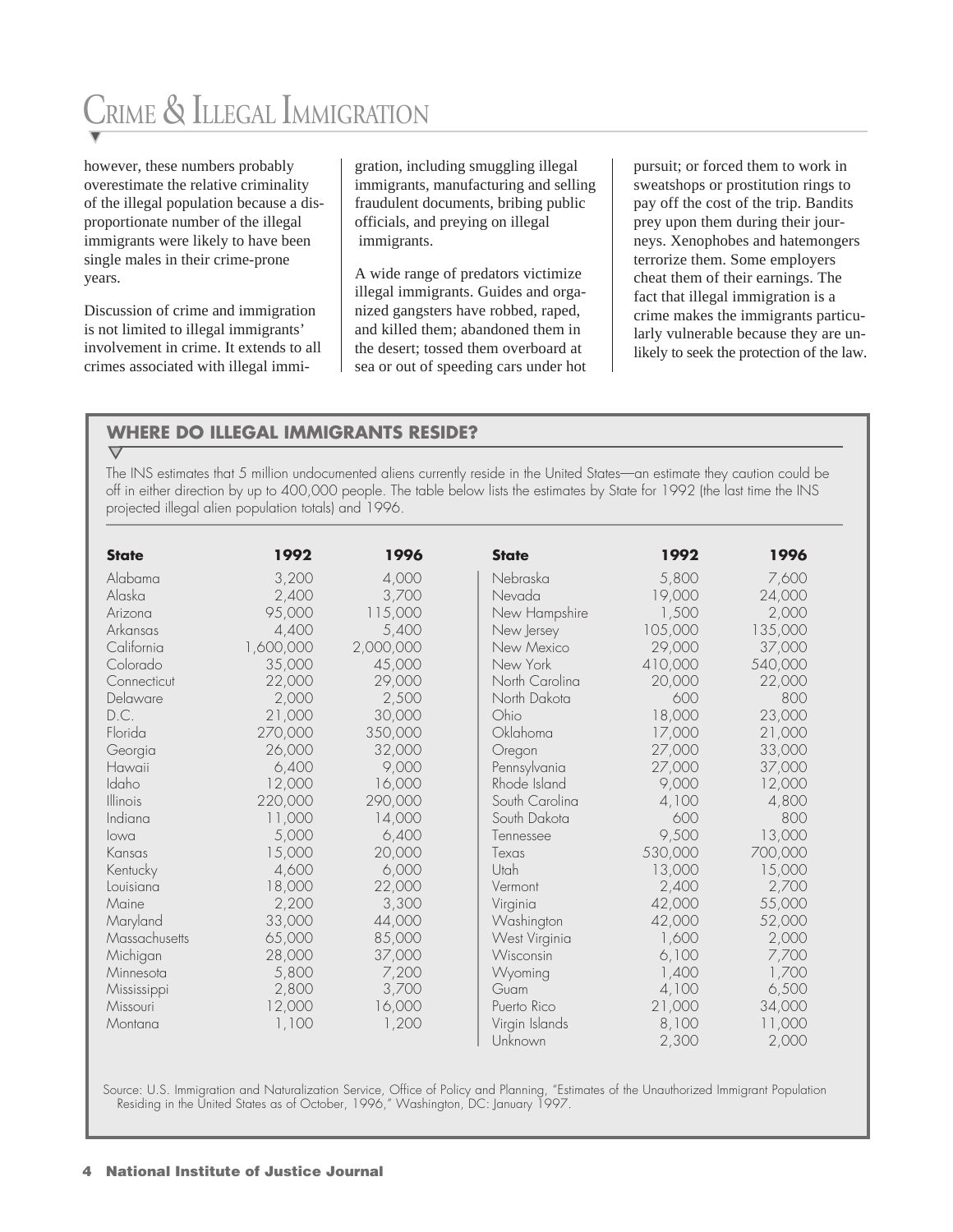however, these numbers probably overestimate the relative criminality of the illegal population because a disproportionate number of the illegal immigrants were likely to have been single males in their crime-prone years.

Discussion of crime and immigration is not limited to illegal immigrants' involvement in crime. It extends to all crimes associated with illegal immigration, including smuggling illegal immigrants, manufacturing and selling fraudulent documents, bribing public officials, and preying on illegal immigrants.

A wide range of predators victimize illegal immigrants. Guides and organized gangsters have robbed, raped, and killed them; abandoned them in the desert; tossed them overboard at sea or out of speeding cars under hot pursuit; or forced them to work in sweatshops or prostitution rings to pay off the cost of the trip. Bandits prey upon them during their journeys. Xenophobes and hatemongers terrorize them. Some employers cheat them of their earnings. The fact that illegal immigration is a crime makes the immigrants particularly vulnerable because they are unlikely to seek the protection of the law.

## WHERE DO ILLEGAL IMMIGRANTS RESIDE?

The INS estimates that 5 million undocumented aliens currently reside in the United States—an estimate they caution could be off in either direction by up to 400,000 people. The table below lists the estimates by State for 1992 (the last time the INS projected illegal alien population totals) and 1996.

| State | 1992 | 1996 | State | 1992 | 1996 |
|---|---|---|---|---|---|
| Alabama | 3,200 | 4,000 | Nebraska | 5,800 | 7,600 |
| Alaska | 2,400 | 3,700 | Nevada | 19,000 | 24,000 |
| Arizona | 95,000 | 115,000 | New Hampshire | 1,500 | 2,000 |
| Arkansas | 4,400 | 5,400 | New Jersey | 105,000 | 135,000 |
| California | 1,600,000 | 2,000,000 | New Mexico | 29,000 | 37,000 |
| Colorado | 35,000 | 45,000 | New York | 410,000 | 540,000 |
| Connecticut | 22,000 | 29,000 | North Carolina | 20,000 | 22,000 |
| Delaware | 2,000 | 2,500 | North Dakota | 600 | 800 |
| D.C. | 21,000 | 30,000 | Ohio | 18,000 | 23,000 |
| Florida | 270,000 | 350,000 | Oklahoma | 17,000 | 21,000 |
| Georgia | 26,000 | 32,000 | Oregon | 27,000 | 33,000 |
| Hawaii | 6,400 | 9,000 | Pennsylvania | 27,000 | 37,000 |
| Idaho | 12,000 | 16,000 | Rhode Island | 9,000 | 12,000 |
| Illinois | 220,000 | 290,000 | South Carolina | 4,100 | 4,800 |
| Indiana | 11,000 | 14,000 | South Dakota | 600 | 800 |
| Iowa | 5,000 | 6,400 | Tennessee | 9,500 | 13,000 |
| Kansas | 15,000 | 20,000 | Texas | 530,000 | 700,000 |
| Kentucky | 4,600 | 6,000 | Utah | 13,000 | 15,000 |
| Louisiana | 18,000 | 22,000 | Vermont | 2,400 | 2,700 |
| Maine | 2,200 | 3,300 | Virginia | 42,000 | 55,000 |
| Maryland | 33,000 | 44,000 | Washington | 42,000 | 52,000 |
| Massachusetts | 65,000 | 85,000 | West Virginia | 1,600 | 2,000 |
| Michigan | 28,000 | 37,000 | Wisconsin | 6,100 | 7,700 |
| Minnesota | 5,800 | 7,200 | Wyoming | 1,400 | 1,700 |
| Mississippi | 2,800 | 3,700 | Guam | 4,100 | 6,500 |
| Missouri | 12,000 | 16,000 | Puerto Rico | 21,000 | 34,000 |
| Montana | 1,100 | 1,200 | Virgin Islands | 8,100 | 11,000 |
| | | | Unknown | 2,300 | 2,000 |

Source: U.S. Immigration and Naturalization Service, Office of Policy and Planning, "Estimates of the Unauthorized Immigrant Population Residing in the United States as of October, 1996," Washington, DC: January 1997.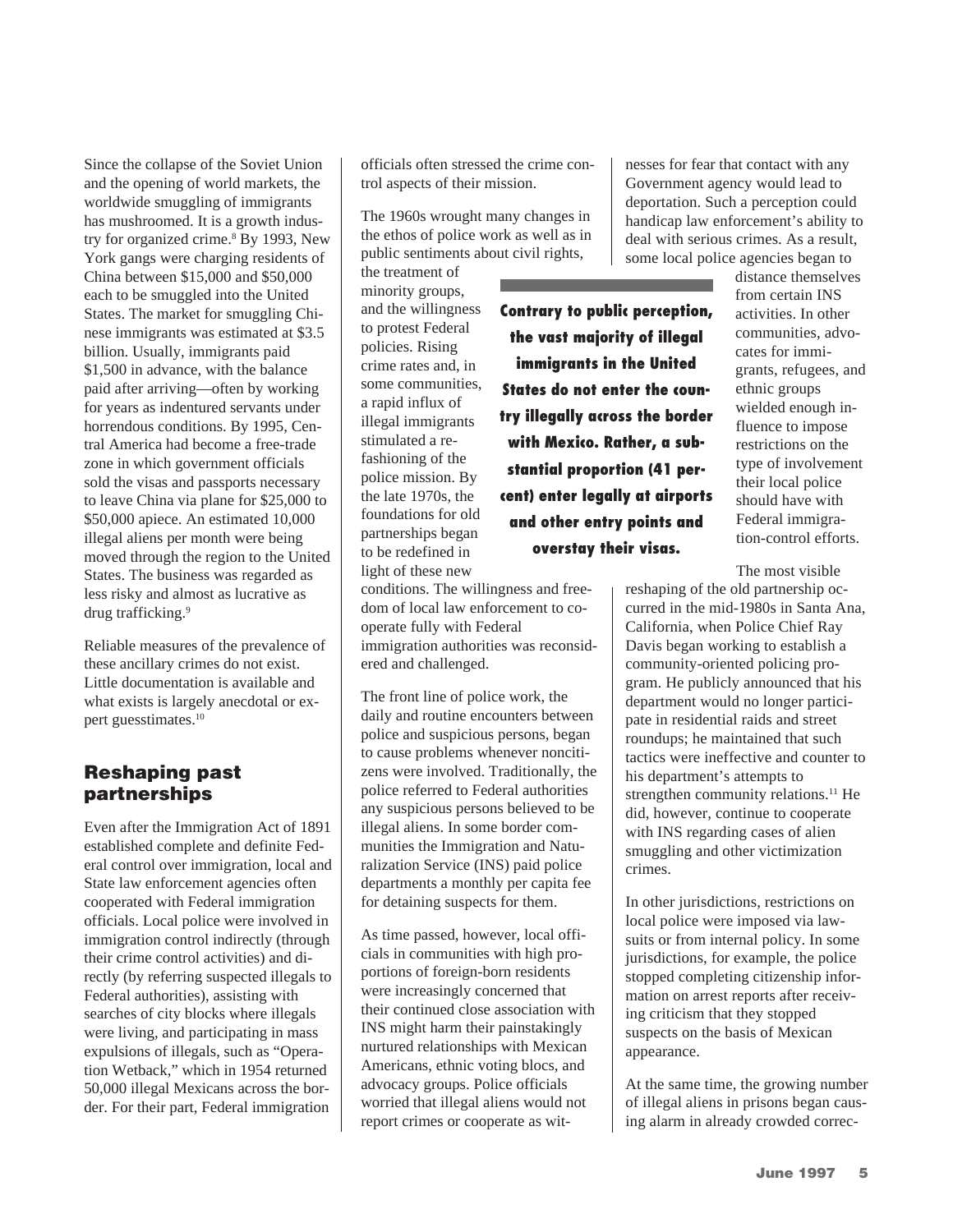Since the collapse of the Soviet Union and the opening of world markets, the worldwide smuggling of immigrants has mushroomed. It is a growth industry for organized crime.[8] By 1993, New York gangs were charging residents of China between $15,000 and $50,000 each to be smuggled into the United States. The market for smuggling Chinese immigrants was estimated at $3.5 billion. Usually, immigrants paid $1,500 in advance, with the balance paid after arriving—often by working for years as indentured servants under horrendous conditions. By 1995, Central America had become a free-trade zone in which government officials sold the visas and passports necessary to leave China via plane for $25,000 to $50,000 apiece. An estimated 10,000 illegal aliens per month were being moved through the region to the United States. The business was regarded as less risky and almost as lucrative as drug trafficking.[9]

Reliable measures of the prevalence of these ancillary crimes do not exist. Little documentation is available and what exists is largely anecdotal or expert guesstimates.[10]

## Reshaping past partnerships

Even after the Immigration Act of 1891 established complete and definite Federal control over immigration, local and State law enforcement agencies often cooperated with Federal immigration officials. Local police were involved in immigration control indirectly (through their crime control activities) and directly (by referring suspected illegals to Federal authorities), assisting with searches of city blocks where illegals were living, and participating in mass expulsions of illegals, such as "Operation Wetback," which in 1954 returned 50,000 illegal Mexicans across the border. For their part, Federal immigration officials often stressed the crime control aspects of their mission.

The 1960s wrought many changes in the ethos of police work as well as in public sentiments about civil rights, the treatment of minority groups, and the willingness to protest Federal policies. Rising crime rates and, in some communities, a rapid influx of illegal immigrants stimulated a refashioning of the police mission. By the late 1970s, the foundations for old partnerships began to be redefined in light of these new conditions. The willingness and freedom of local law enforcement to cooperate fully with Federal immigration authorities was reconsidered and challenged.

**Contrary to public perception, the vast majority of illegal immigrants in the United States do not enter the country illegally across the border with Mexico. Rather, a substantial proportion (41 percent) enter legally at airports and other entry points and overstay their visas.**

The front line of police work, the daily and routine encounters between police and suspicious persons, began to cause problems whenever noncitizens were involved. Traditionally, the police referred to Federal authorities any suspicious persons believed to be illegal aliens. In some border communities the Immigration and Naturalization Service (INS) paid police departments a monthly per capita fee for detaining suspects for them.

As time passed, however, local officials in communities with high proportions of foreign-born residents were increasingly concerned that their continued close association with INS might harm their painstakingly nurtured relationships with Mexican Americans, ethnic voting blocs, and advocacy groups. Police officials worried that illegal aliens would not report crimes or cooperate as witnesses for fear that contact with any Government agency would lead to deportation. Such a perception could handicap law enforcement's ability to deal with serious crimes. As a result, some local police agencies began to distance themselves from certain INS activities. In other communities, advocates for immigrants, refugees, and ethnic groups wielded enough influence to impose restrictions on the type of involvement their local police should have with Federal immigration-control efforts.

The most visible reshaping of the old partnership occurred in the mid-1980s in Santa Ana, California, when Police Chief Ray Davis began working to establish a community-oriented policing program. He publicly announced that his department would no longer participate in residential raids and street roundups; he maintained that such tactics were ineffective and counter to his department's attempts to strengthen community relations.[11] He did, however, continue to cooperate with INS regarding cases of alien smuggling and other victimization crimes.

In other jurisdictions, restrictions on local police were imposed via lawsuits or from internal policy. In some jurisdictions, for example, the police stopped completing citizenship information on arrest reports after receiving criticism that they stopped suspects on the basis of Mexican appearance.

At the same time, the growing number of illegal aliens in prisons began causing alarm in already crowded correc-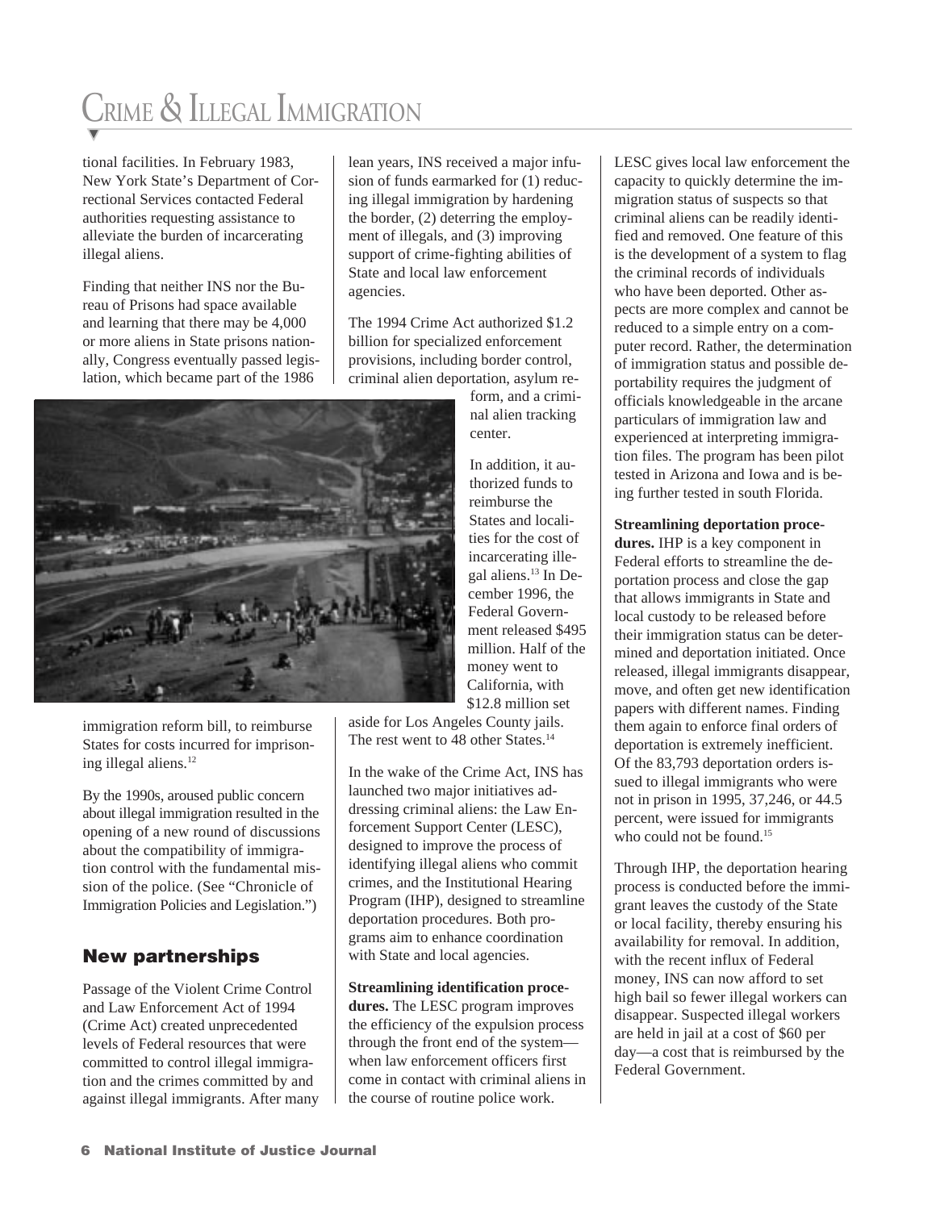tional facilities. In February 1983, New York State's Department of Correctional Services contacted Federal authorities requesting assistance to alleviate the burden of incarcerating illegal aliens.

Finding that neither INS nor the Bureau of Prisons had space available and learning that there may be 4,000 or more aliens in State prisons nationally, Congress eventually passed legislation, which became part of the 1986 immigration reform bill, to reimburse States for costs incurred for imprisoning illegal aliens.[12]

By the 1990s, aroused public concern about illegal immigration resulted in the opening of a new round of discussions about the compatibility of immigration control with the fundamental mission of the police. (See "Chronicle of Immigration Policies and Legislation.")

## New partnerships

Passage of the Violent Crime Control and Law Enforcement Act of 1994 (Crime Act) created unprecedented levels of Federal resources that were committed to control illegal immigration and the crimes committed by and against illegal immigrants. After many lean years, INS received a major infusion of funds earmarked for (1) reducing illegal immigration by hardening the border, (2) deterring the employment of illegals, and (3) improving support of crime-fighting abilities of State and local law enforcement agencies.

The 1994 Crime Act authorized $1.2 billion for specialized enforcement provisions, including border control, criminal alien deportation, asylum reform, and a criminal alien tracking center.

In addition, it authorized funds to reimburse the States and localities for the cost of incarcerating illegal aliens.[13] In December 1996, the Federal Government released $495 million. Half of the money went to California, with $12.8 million set aside for Los Angeles County jails. The rest went to 48 other States.[14]

In the wake of the Crime Act, INS has launched two major initiatives addressing criminal aliens: the Law Enforcement Support Center (LESC), designed to improve the process of identifying illegal aliens who commit crimes, and the Institutional Hearing Program (IHP), designed to streamline deportation procedures. Both programs aim to enhance coordination with State and local agencies.

**Streamlining identification procedures.** The LESC program improves the efficiency of the expulsion process through the front end of the system—when law enforcement officers first come in contact with criminal aliens in the course of routine police work.

LESC gives local law enforcement the capacity to quickly determine the immigration status of suspects so that criminal aliens can be readily identified and removed. One feature of this is the development of a system to flag the criminal records of individuals who have been deported. Other aspects are more complex and cannot be reduced to a simple entry on a computer record. Rather, the determination of immigration status and possible deportability requires the judgment of officials knowledgeable in the arcane particulars of immigration law and experienced at interpreting immigration files. The program has been pilot tested in Arizona and Iowa and is being further tested in south Florida.

**Streamlining deportation procedures.** IHP is a key component in Federal efforts to streamline the deportation process and close the gap that allows immigrants in State and local custody to be released before their immigration status can be determined and deportation initiated. Once released, illegal immigrants disappear, move, and often get new identification papers with different names. Finding them again to enforce final orders of deportation is extremely inefficient. Of the 83,793 deportation orders issued to illegal immigrants who were not in prison in 1995, 37,246, or 44.5 percent, were issued for immigrants who could not be found.[15]

Through IHP, the deportation hearing process is conducted before the immigrant leaves the custody of the State or local facility, thereby ensuring his availability for removal. In addition, with the recent influx of Federal money, INS can now afford to set high bail so fewer illegal workers can disappear. Suspected illegal workers are held in jail at a cost of $60 per day—a cost that is reimbursed by the Federal Government.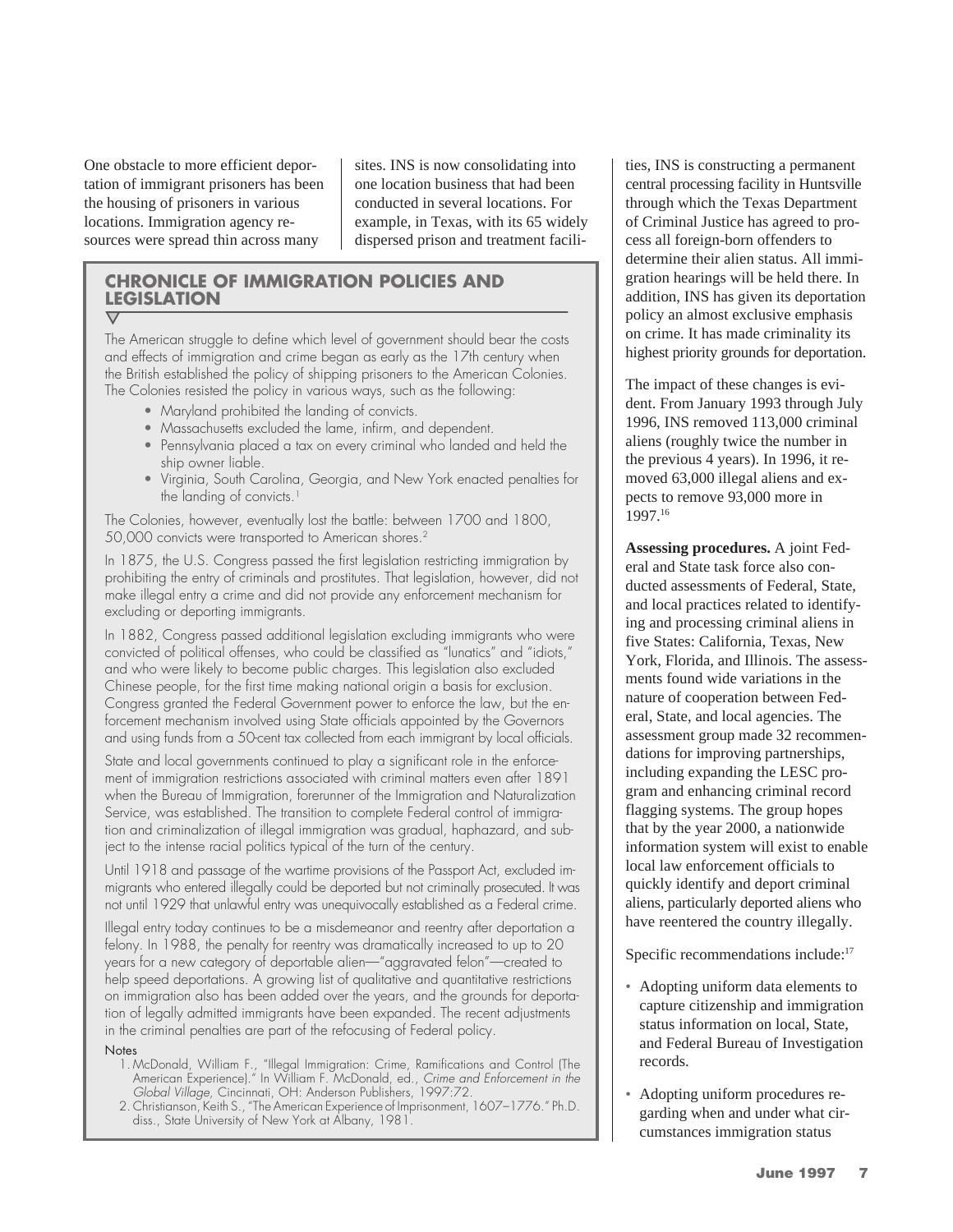One obstacle to more efficient deportation of immigrant prisoners has been the housing of prisoners in various locations. Immigration agency resources were spread thin across many sites. INS is now consolidating into one location business that had been conducted in several locations. For example, in Texas, with its 65 widely dispersed prison and treatment facilities, INS is constructing a permanent central processing facility in Huntsville through which the Texas Department of Criminal Justice has agreed to process all foreign-born offenders to determine their alien status. All immigration hearings will be held there. In addition, INS has given its deportation policy an almost exclusive emphasis on crime. It has made criminality its highest priority grounds for deportation.

The impact of these changes is evident. From January 1993 through July 1996, INS removed 113,000 criminal aliens (roughly twice the number in the previous 4 years). In 1996, it removed 63,000 illegal aliens and expects to remove 93,000 more in 1997.[16]

**Assessing procedures.** A joint Federal and State task force also conducted assessments of Federal, State, and local practices related to identifying and processing criminal aliens in five States: California, Texas, New York, Florida, and Illinois. The assessments found wide variations in the nature of cooperation between Federal, State, and local agencies. The assessment group made 32 recommendations for improving partnerships, including expanding the LESC program and enhancing criminal record flagging systems. The group hopes that by the year 2000, a nationwide information system will exist to enable local law enforcement officials to quickly identify and deport criminal aliens, particularly deported aliens who have reentered the country illegally.

Specific recommendations include:[17]

- Adopting uniform data elements to capture citizenship and immigration status information on local, State, and Federal Bureau of Investigation records.
- Adopting uniform procedures regarding when and under what circumstances immigration status

## CHRONICLE OF IMMIGRATION POLICIES AND LEGISLATION

The American struggle to define which level of government should bear the costs and effects of immigration and crime began as early as the 17th century when the British established the policy of shipping prisoners to the American Colonies. The Colonies resisted the policy in various ways, such as the following:

- Maryland prohibited the landing of convicts.
- Massachusetts excluded the lame, infirm, and dependent.
- Pennsylvania placed a tax on every criminal who landed and held the ship owner liable.
- Virginia, South Carolina, Georgia, and New York enacted penalties for the landing of convicts.[1]

The Colonies, however, eventually lost the battle: between 1700 and 1800, 50,000 convicts were transported to American shores.[2]

In 1875, the U.S. Congress passed the first legislation restricting immigration by prohibiting the entry of criminals and prostitutes. That legislation, however, did not make illegal entry a crime and did not provide any enforcement mechanism for excluding or deporting immigrants.

In 1882, Congress passed additional legislation excluding immigrants who were convicted of political offenses, who could be classified as "lunatics" and "idiots," and who were likely to become public charges. This legislation also excluded Chinese people, for the first time making national origin a basis for exclusion. Congress granted the Federal Government power to enforce the law, but the enforcement mechanism involved using State officials appointed by the Governors and using funds from a 50-cent tax collected from each immigrant by local officials.

State and local governments continued to play a significant role in the enforcement of immigration restrictions associated with criminal matters even after 1891 when the Bureau of Immigration, forerunner of the Immigration and Naturalization Service, was established. The transition to complete Federal control of immigration and criminalization of illegal immigration was gradual, haphazard, and subject to the intense racial politics typical of the turn of the century.

Until 1918 and passage of the wartime provisions of the Passport Act, excluded immigrants who entered illegally could be deported but not criminally prosecuted. It was not until 1929 that unlawful entry was unequivocally established as a Federal crime.

Illegal entry today continues to be a misdemeanor and reentry after deportation a felony. In 1988, the penalty for reentry was dramatically increased to up to 20 years for a new category of deportable alien—"aggravated felon"—created to help speed deportations. A growing list of qualitative and quantitative restrictions on immigration also has been added over the years, and the grounds for deportation of legally admitted immigrants have been expanded. The recent adjustments in the criminal penalties are part of the refocusing of Federal policy.

Notes

1. McDonald, William F., "Illegal Immigration: Crime, Ramifications and Control (The American Experience)." In William F. McDonald, ed., *Crime and Enforcement in the Global Village,* Cincinnati, OH: Anderson Publishers, 1997:72.
2. Christianson, Keith S., "The American Experience of Imprisonment, 1607–1776." Ph.D. diss., State University of New York at Albany, 1981.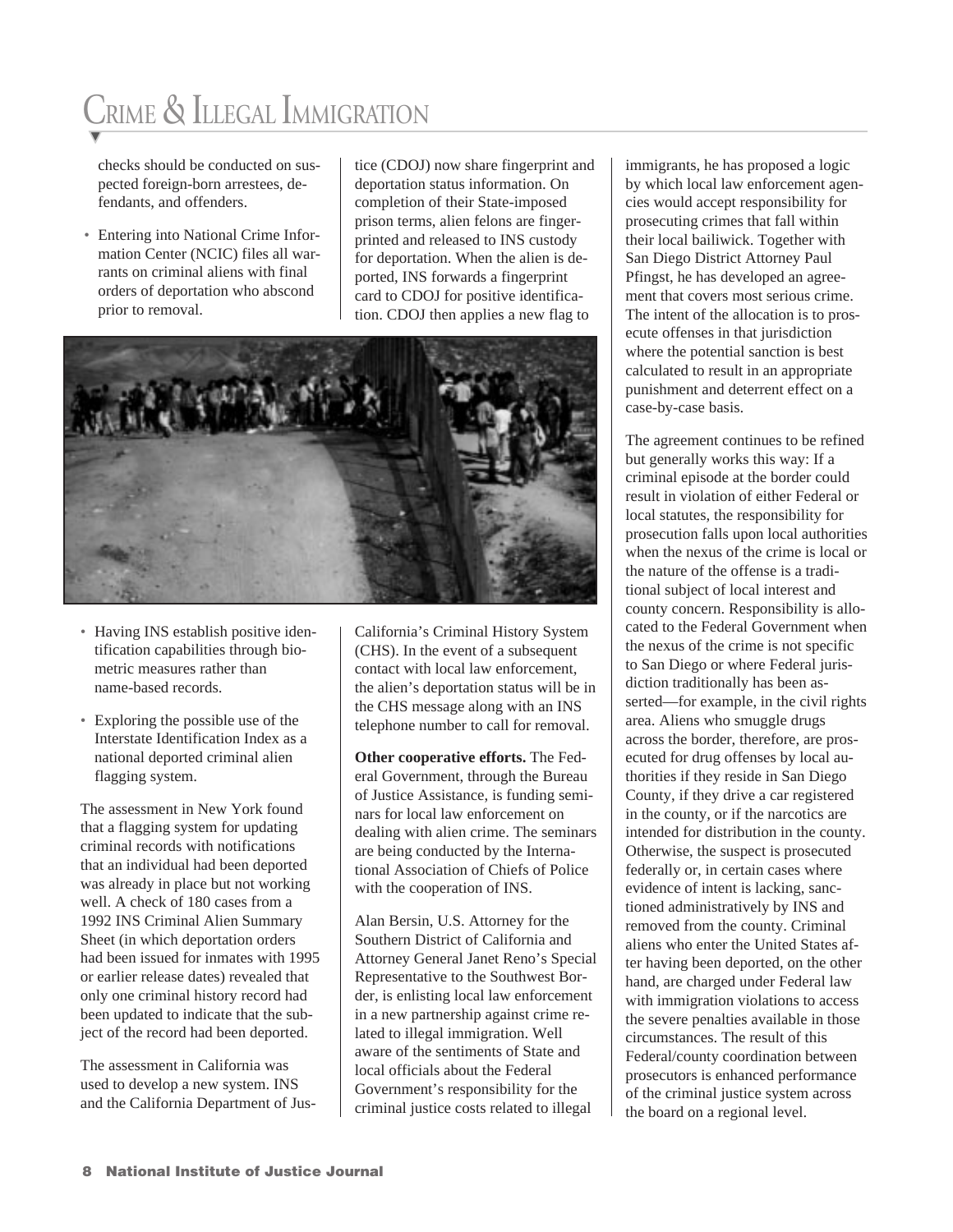checks should be conducted on suspected foreign-born arrestees, defendants, and offenders.

- Entering into National Crime Information Center (NCIC) files all warrants on criminal aliens with final orders of deportation who abscond prior to removal.
- Having INS establish positive identification capabilities through biometric measures rather than name-based records.
- Exploring the possible use of the Interstate Identification Index as a national deported criminal alien flagging system.

The assessment in New York found that a flagging system for updating criminal records with notifications that an individual had been deported was already in place but not working well. A check of 180 cases from a 1992 INS Criminal Alien Summary Sheet (in which deportation orders had been issued for inmates with 1995 or earlier release dates) revealed that only one criminal history record had been updated to indicate that the subject of the record had been deported.

The assessment in California was used to develop a new system. INS and the California Department of Justice (CDOJ) now share fingerprint and deportation status information. On completion of their State-imposed prison terms, alien felons are fingerprinted and released to INS custody for deportation. When the alien is deported, INS forwards a fingerprint card to CDOJ for positive identification. CDOJ then applies a new flag to California's Criminal History System (CHS). In the event of a subsequent contact with local law enforcement, the alien's deportation status will be in the CHS message along with an INS telephone number to call for removal.

**Other cooperative efforts.** The Federal Government, through the Bureau of Justice Assistance, is funding seminars for local law enforcement on dealing with alien crime. The seminars are being conducted by the International Association of Chiefs of Police with the cooperation of INS.

Alan Bersin, U.S. Attorney for the Southern District of California and Attorney General Janet Reno's Special Representative to the Southwest Border, is enlisting local law enforcement in a new partnership against crime related to illegal immigration. Well aware of the sentiments of State and local officials about the Federal Government's responsibility for the criminal justice costs related to illegal immigrants, he has proposed a logic by which local law enforcement agencies would accept responsibility for prosecuting crimes that fall within their local bailiwick. Together with San Diego District Attorney Paul Pfingst, he has developed an agreement that covers most serious crime. The intent of the allocation is to prosecute offenses in that jurisdiction where the potential sanction is best calculated to result in an appropriate punishment and deterrent effect on a case-by-case basis.

The agreement continues to be refined but generally works this way: If a criminal episode at the border could result in violation of either Federal or local statutes, the responsibility for prosecution falls upon local authorities when the nexus of the crime is local or the nature of the offense is a traditional subject of local interest and county concern. Responsibility is allocated to the Federal Government when the nexus of the crime is not specific to San Diego or where Federal jurisdiction traditionally has been asserted—for example, in the civil rights area. Aliens who smuggle drugs across the border, therefore, are prosecuted for drug offenses by local authorities if they reside in San Diego County, if they drive a car registered in the county, or if the narcotics are intended for distribution in the county. Otherwise, the suspect is prosecuted federally or, in certain cases where evidence of intent is lacking, sanctioned administratively by INS and removed from the county. Criminal aliens who enter the United States after having been deported, on the other hand, are charged under Federal law with immigration violations to access the severe penalties available in those circumstances. The result of this Federal/county coordination between prosecutors is enhanced performance of the criminal justice system across the board on a regional level.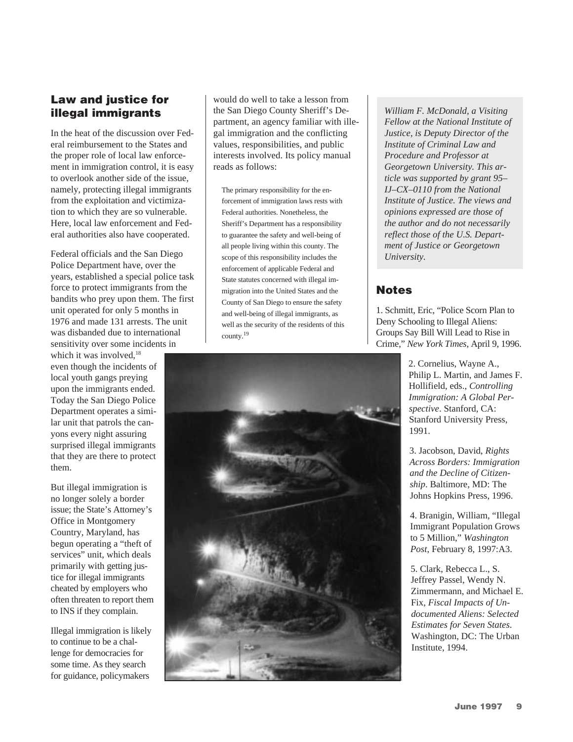## Law and justice for illegal immigrants

In the heat of the discussion over Federal reimbursement to the States and the proper role of local law enforcement in immigration control, it is easy to overlook another side of the issue, namely, protecting illegal immigrants from the exploitation and victimization to which they are so vulnerable. Here, local law enforcement and Federal authorities also have cooperated.

Federal officials and the San Diego Police Department have, over the years, established a special police task force to protect immigrants from the bandits who prey upon them. The first unit operated for only 5 months in 1976 and made 131 arrests. The unit was disbanded due to international sensitivity over some incidents in which it was involved,[18] even though the incidents of local youth gangs preying upon the immigrants ended. Today the San Diego Police Department operates a similar unit that patrols the canyons every night assuring surprised illegal immigrants that they are there to protect them.

But illegal immigration is no longer solely a border issue; the State's Attorney's Office in Montgomery Country, Maryland, has begun operating a "theft of services" unit, which deals primarily with getting justice for illegal immigrants cheated by employers who often threaten to report them to INS if they complain.

Illegal immigration is likely to continue to be a challenge for democracies for some time. As they search for guidance, policymakers would do well to take a lesson from the San Diego County Sheriff's Department, an agency familiar with illegal immigration and the conflicting values, responsibilities, and public interests involved. Its policy manual reads as follows:

> The primary responsibility for the enforcement of immigration laws rests with Federal authorities. Nonetheless, the Sheriff's Department has a responsibility to guarantee the safety and well-being of all people living within this county. The scope of this responsibility includes the enforcement of applicable Federal and State statutes concerned with illegal immigration into the United States and the County of San Diego to ensure the safety and well-being of illegal immigrants, as well as the security of the residents of this county.[19]

*William F. McDonald, a Visiting Fellow at the National Institute of Justice, is Deputy Director of the Institute of Criminal Law and Procedure and Professor at Georgetown University. This article was supported by grant 95–IJ–CX–0110 from the National Institute of Justice. The views and opinions expressed are those of the author and do not necessarily reflect those of the U.S. Department of Justice or Georgetown University.*

## Notes

1. Schmitt, Eric, "Police Scorn Plan to Deny Schooling to Illegal Aliens: Groups Say Bill Will Lead to Rise in Crime," *New York Times*, April 9, 1996.

2. Cornelius, Wayne A., Philip L. Martin, and James F. Hollifield, eds., *Controlling Immigration: A Global Perspective*. Stanford, CA: Stanford University Press, 1991.

3. Jacobson, David, *Rights Across Borders: Immigration and the Decline of Citizenship*. Baltimore, MD: The Johns Hopkins Press, 1996.

4. Branigin, William, "Illegal Immigrant Population Grows to 5 Million," *Washington Post*, February 8, 1997:A3.

5. Clark, Rebecca L., S. Jeffrey Passel, Wendy N. Zimmermann, and Michael E. Fix, *Fiscal Impacts of Undocumented Aliens: Selected Estimates for Seven States*. Washington, DC: The Urban Institute, 1994.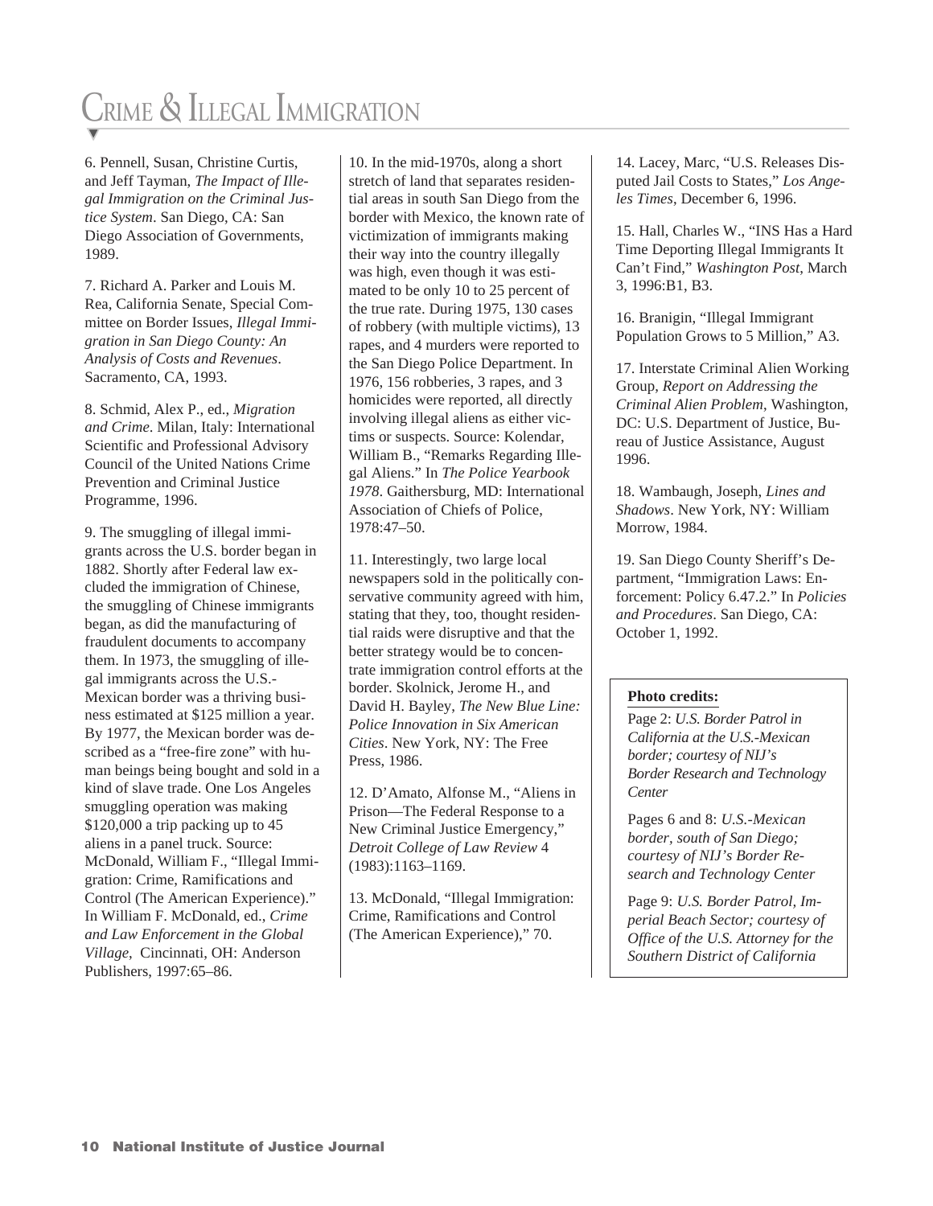6. Pennell, Susan, Christine Curtis, and Jeff Tayman, *The Impact of Illegal Immigration on the Criminal Justice System*. San Diego, CA: San Diego Association of Governments, 1989.

7. Richard A. Parker and Louis M. Rea, California Senate, Special Committee on Border Issues, *Illegal Immigration in San Diego County: An Analysis of Costs and Revenues*. Sacramento, CA, 1993.

8. Schmid, Alex P., ed., *Migration and Crime*. Milan, Italy: International Scientific and Professional Advisory Council of the United Nations Crime Prevention and Criminal Justice Programme, 1996.

9. The smuggling of illegal immigrants across the U.S. border began in 1882. Shortly after Federal law excluded the immigration of Chinese, the smuggling of Chinese immigrants began, as did the manufacturing of fraudulent documents to accompany them. In 1973, the smuggling of illegal immigrants across the U.S.-Mexican border was a thriving business estimated at $125 million a year. By 1977, the Mexican border was described as a "free-fire zone" with human beings being bought and sold in a kind of slave trade. One Los Angeles smuggling operation was making $120,000 a trip packing up to 45 aliens in a panel truck. Source: McDonald, William F., "Illegal Immigration: Crime, Ramifications and Control (The American Experience)." In William F. McDonald, ed., *Crime and Law Enforcement in the Global Village*, Cincinnati, OH: Anderson Publishers, 1997:65–86.

10. In the mid-1970s, along a short stretch of land that separates residential areas in south San Diego from the border with Mexico, the known rate of victimization of immigrants making their way into the country illegally was high, even though it was estimated to be only 10 to 25 percent of the true rate. During 1975, 130 cases of robbery (with multiple victims), 13 rapes, and 4 murders were reported to the San Diego Police Department. In 1976, 156 robberies, 3 rapes, and 3 homicides were reported, all directly involving illegal aliens as either victims or suspects. Source: Kolendar, William B., "Remarks Regarding Illegal Aliens." In *The Police Yearbook 1978*. Gaithersburg, MD: International Association of Chiefs of Police, 1978:47–50.

11. Interestingly, two large local newspapers sold in the politically conservative community agreed with him, stating that they, too, thought residential raids were disruptive and that the better strategy would be to concentrate immigration control efforts at the border. Skolnick, Jerome H., and David H. Bayley, *The New Blue Line: Police Innovation in Six American Cities*. New York, NY: The Free Press, 1986.

12. D'Amato, Alfonse M., "Aliens in Prison—The Federal Response to a New Criminal Justice Emergency," *Detroit College of Law Review* 4 (1983):1163–1169.

13. McDonald, "Illegal Immigration: Crime, Ramifications and Control (The American Experience)," 70.

14. Lacey, Marc, "U.S. Releases Disputed Jail Costs to States," *Los Angeles Times*, December 6, 1996.

15. Hall, Charles W., "INS Has a Hard Time Deporting Illegal Immigrants It Can't Find," *Washington Post*, March 3, 1996:B1, B3.

16. Branigin, "Illegal Immigrant Population Grows to 5 Million," A3.

17. Interstate Criminal Alien Working Group, *Report on Addressing the Criminal Alien Problem*, Washington, DC: U.S. Department of Justice, Bureau of Justice Assistance, August 1996.

18. Wambaugh, Joseph, *Lines and Shadows*. New York, NY: William Morrow, 1984.

19. San Diego County Sheriff's Department, "Immigration Laws: Enforcement: Policy 6.47.2." In *Policies and Procedures*. San Diego, CA: October 1, 1992.

**Photo credits:**

Page 2: *U.S. Border Patrol in California at the U.S.-Mexican border; courtesy of NIJ's Border Research and Technology Center*

Pages 6 and 8: *U.S.-Mexican border, south of San Diego; courtesy of NIJ's Border Research and Technology Center*

Page 9: *U.S. Border Patrol, Imperial Beach Sector; courtesy of Office of the U.S. Attorney for the Southern District of California*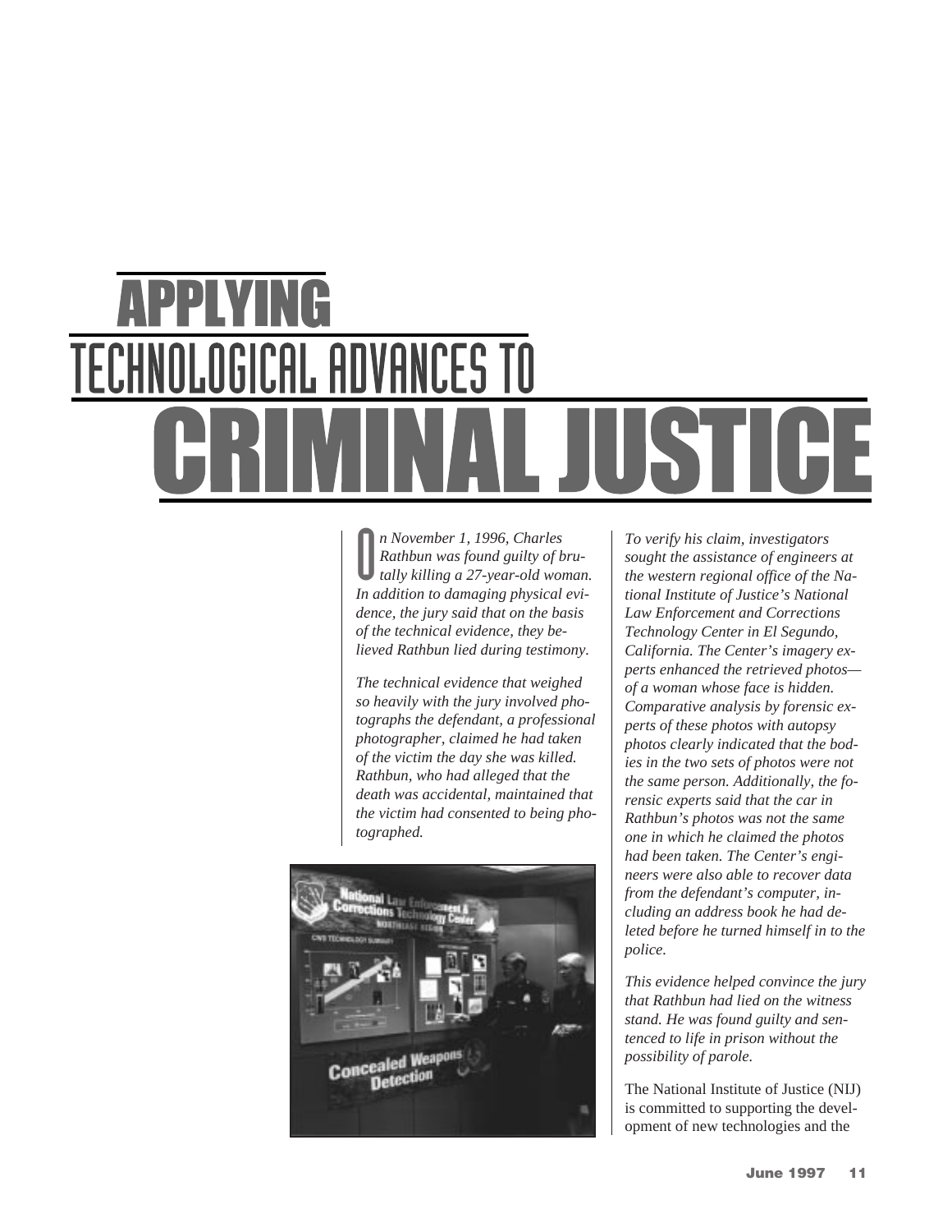# APPLYING TECHNOLOGICAL ADVANCES TO CRIMINAL JUSTICE

*On November 1, 1996, Charles Rathbun was found guilty of brutally killing a 27-year-old woman. In addition to damaging physical evidence, the jury said that on the basis of the technical evidence, they believed Rathbun lied during testimony.*

*The technical evidence that weighed so heavily with the jury involved photographs the defendant, a professional photographer, claimed he had taken of the victim the day she was killed. Rathbun, who had alleged that the death was accidental, maintained that the victim had consented to being photographed.*

*To verify his claim, investigators sought the assistance of engineers at the western regional office of the National Institute of Justice's National Law Enforcement and Corrections Technology Center in El Segundo, California. The Center's imagery experts enhanced the retrieved photos—of a woman whose face is hidden. Comparative analysis by forensic experts of these photos with autopsy photos clearly indicated that the bodies in the two sets of photos were not the same person. Additionally, the forensic experts said that the car in Rathbun's photos was not the same one in which he claimed the photos had been taken. The Center's engineers were also able to recover data from the defendant's computer, including an address book he had deleted before he turned himself in to the police.*

*This evidence helped convince the jury that Rathbun had lied on the witness stand. He was found guilty and sentenced to life in prison without the possibility of parole.*

The National Institute of Justice (NIJ) is committed to supporting the development of new technologies and the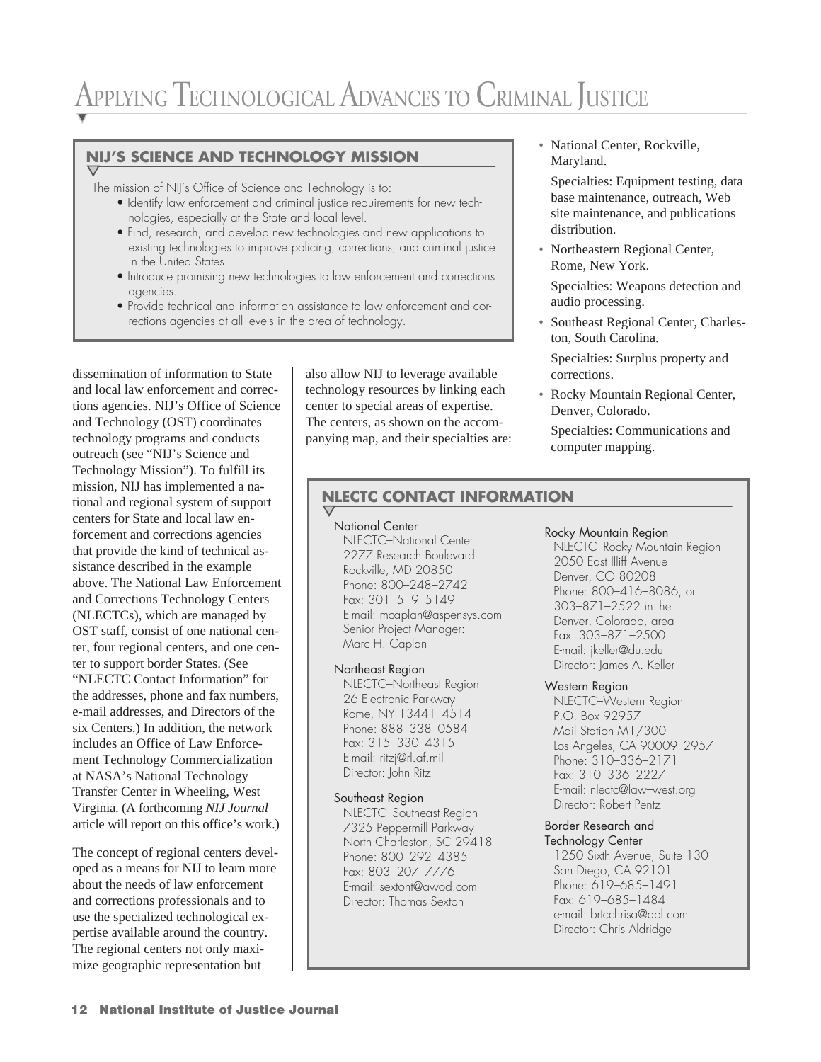## NIJ'S SCIENCE AND TECHNOLOGY MISSION

The mission of NIJ's Office of Science and Technology is to:

- Identify law enforcement and criminal justice requirements for new technologies, especially at the State and local level.
- Find, research, and develop new technologies and new applications to existing technologies to improve policing, corrections, and criminal justice in the United States.
- Introduce promising new technologies to law enforcement and corrections agencies.
- Provide technical and information assistance to law enforcement and corrections agencies at all levels in the area of technology.

dissemination of information to State and local law enforcement and corrections agencies. NIJ's Office of Science and Technology (OST) coordinates technology programs and conducts outreach (see "NIJ's Science and Technology Mission"). To fulfill its mission, NIJ has implemented a national and regional system of support centers for State and local law enforcement and corrections agencies that provide the kind of technical assistance described in the example above. The National Law Enforcement and Corrections Technology Centers (NLECTCs), which are managed by OST staff, consist of one national center, four regional centers, and one center to support border States. (See "NLECTC Contact Information" for the addresses, phone and fax numbers, e-mail addresses, and Directors of the six Centers.) In addition, the network includes an Office of Law Enforcement Technology Commercialization at NASA's National Technology Transfer Center in Wheeling, West Virginia. (A forthcoming *NIJ Journal* article will report on this office's work.)

The concept of regional centers developed as a means for NIJ to learn more about the needs of law enforcement and corrections professionals and to use the specialized technological expertise available around the country. The regional centers not only maximize geographic representation but also allow NIJ to leverage available technology resources by linking each center to special areas of expertise. The centers, as shown on the accompanying map, and their specialties are:

- National Center, Rockville, Maryland.

  Specialties: Equipment testing, data base maintenance, outreach, Web site maintenance, and publications distribution.
- Northeastern Regional Center, Rome, New York.

  Specialties: Weapons detection and audio processing.
- Southeast Regional Center, Charleston, South Carolina.

  Specialties: Surplus property and corrections.
- Rocky Mountain Regional Center, Denver, Colorado.

  Specialties: Communications and computer mapping.

## NLECTC CONTACT INFORMATION

**National Center**
NLECTC–National Center
2277 Research Boulevard
Rockville, MD 20850
Phone: 800–248–2742
Fax: 301–519–5149
E-mail: mcaplan@aspensys.com
Senior Project Manager:
Marc H. Caplan

**Northeast Region**
NLECTC–Northeast Region
26 Electronic Parkway
Rome, NY 13441–4514
Phone: 888–338–0584
Fax: 315–330–4315
E-mail: ritzj@rl.af.mil
Director: John Ritz

**Southeast Region**
NLECTC–Southeast Region
7325 Peppermill Parkway
North Charleston, SC 29418
Phone: 800–292–4385
Fax: 803–207–7776
E-mail: sextont@awod.com
Director: Thomas Sexton

**Rocky Mountain Region**
NLECTC–Rocky Mountain Region
2050 East Illiff Avenue
Denver, CO 80208
Phone: 800–416–8086, or
303–871–2522 in the
Denver, Colorado, area
Fax: 303–871–2500
E-mail: jkeller@du.edu
Director: James A. Keller

**Western Region**
NLECTC–Western Region
P.O. Box 92957
Mail Station M1/300
Los Angeles, CA 90009–2957
Phone: 310–336–2171
Fax: 310–336–2227
E-mail: nlectc@law–west.org
Director: Robert Pentz

**Border Research and Technology Center**
1250 Sixth Avenue, Suite 130
San Diego, CA 92101
Phone: 619–685–1491
Fax: 619–685–1484
e-mail: brtcchrisa@aol.com
Director: Chris Aldridge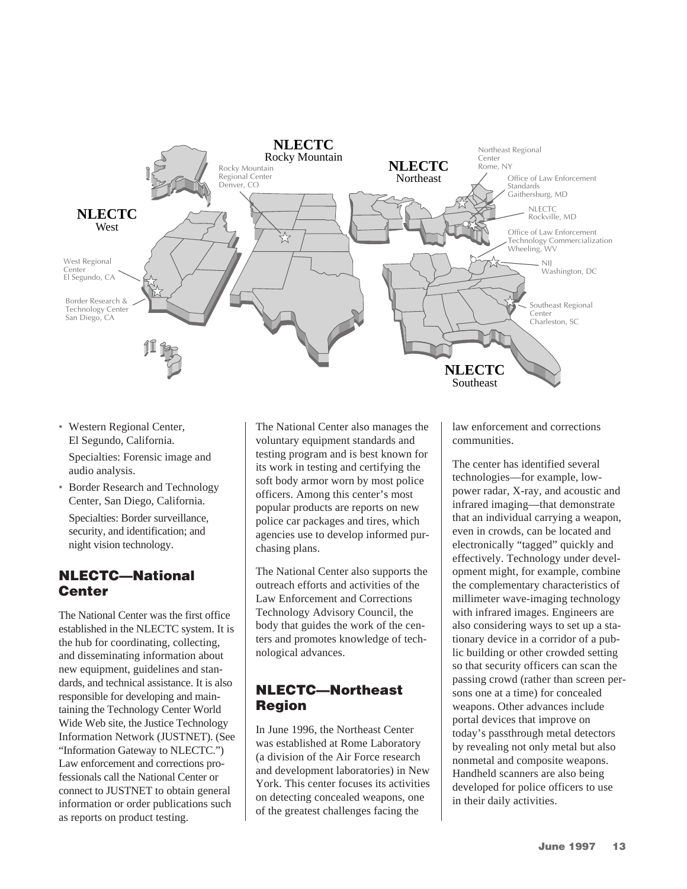NLECTC
Rocky Mountain

Rocky Mountain Regional Center
Denver, CO

NLECTC
Northeast

Northeast Regional Center
Rome, NY

Office of Law Enforcement Standards
Gaithersburg, MD

NLECTC
Rockville, MD

Office of Law Enforcement Technology Commercialization
Wheeling, WV

NIJ
Washington, DC

Southeast Regional Center
Charleston, SC

NLECTC
Southeast

NLECTC
West

West Regional Center
El Segundo, CA

Border Research & Technology Center
San Diego, CA

- Western Regional Center, El Segundo, California.

  Specialties: Forensic image and audio analysis.

- Border Research and Technology Center, San Diego, California.

  Specialties: Border surveillance, security, and identification; and night vision technology.

## NLECTC—National Center

The National Center was the first office established in the NLECTC system. It is the hub for coordinating, collecting, and disseminating information about new equipment, guidelines and standards, and technical assistance. It is also responsible for developing and maintaining the Technology Center World Wide Web site, the Justice Technology Information Network (JUSTNET). (See "Information Gateway to NLECTC.") Law enforcement and corrections professionals call the National Center or connect to JUSTNET to obtain general information or order publications such as reports on product testing.

The National Center also manages the voluntary equipment standards and testing program and is best known for its work in testing and certifying the soft body armor worn by most police officers. Among this center's most popular products are reports on new police car packages and tires, which agencies use to develop informed purchasing plans.

The National Center also supports the outreach efforts and activities of the Law Enforcement and Corrections Technology Advisory Council, the body that guides the work of the centers and promotes knowledge of technological advances.

## NLECTC—Northeast Region

In June 1996, the Northeast Center was established at Rome Laboratory (a division of the Air Force research and development laboratories) in New York. This center focuses its activities on detecting concealed weapons, one of the greatest challenges facing the law enforcement and corrections communities.

The center has identified several technologies—for example, low-power radar, X-ray, and acoustic and infrared imaging—that demonstrate that an individual carrying a weapon, even in crowds, can be located and electronically "tagged" quickly and effectively. Technology under development might, for example, combine the complementary characteristics of millimeter wave-imaging technology with infrared images. Engineers are also considering ways to set up a stationary device in a corridor of a public building or other crowded setting so that security officers can scan the passing crowd (rather than screen persons one at a time) for concealed weapons. Other advances include portal devices that improve on today's passthrough metal detectors by revealing not only metal but also nonmetal and composite weapons. Handheld scanners are also being developed for police officers to use in their daily activities.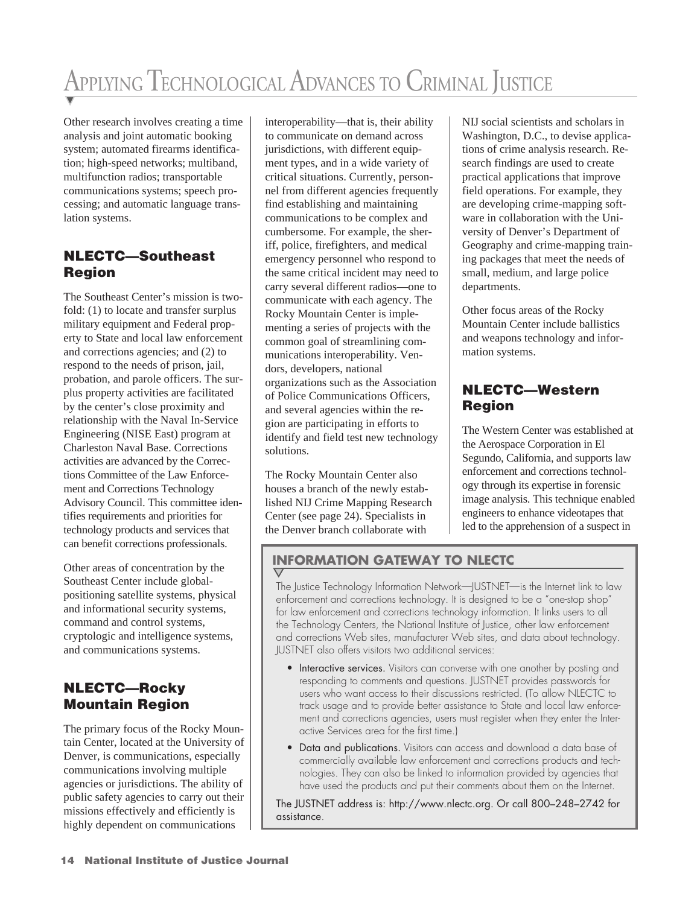Other research involves creating a time analysis and joint automatic booking system; automated firearms identification; high-speed networks; multiband, multifunction radios; transportable communications systems; speech processing; and automatic language translation systems.

## NLECTC—Southeast Region

The Southeast Center's mission is twofold: (1) to locate and transfer surplus military equipment and Federal property to State and local law enforcement and corrections agencies; and (2) to respond to the needs of prison, jail, probation, and parole officers. The surplus property activities are facilitated by the center's close proximity and relationship with the Naval In-Service Engineering (NISE East) program at Charleston Naval Base. Corrections activities are advanced by the Corrections Committee of the Law Enforcement and Corrections Technology Advisory Council. This committee identifies requirements and priorities for technology products and services that can benefit corrections professionals.

Other areas of concentration by the Southeast Center include global-positioning satellite systems, physical and informational security systems, command and control systems, cryptologic and intelligence systems, and communications systems.

## NLECTC—Rocky Mountain Region

The primary focus of the Rocky Mountain Center, located at the University of Denver, is communications, especially communications involving multiple agencies or jurisdictions. The ability of public safety agencies to carry out their missions effectively and efficiently is highly dependent on communications interoperability—that is, their ability to communicate on demand across jurisdictions, with different equipment types, and in a wide variety of critical situations. Currently, personnel from different agencies frequently find establishing and maintaining communications to be complex and cumbersome. For example, the sheriff, police, firefighters, and medical emergency personnel who respond to the same critical incident may need to carry several different radios—one to communicate with each agency. The Rocky Mountain Center is implementing a series of projects with the common goal of streamlining communications interoperability. Vendors, developers, national organizations such as the Association of Police Communications Officers, and several agencies within the region are participating in efforts to identify and field test new technology solutions.

The Rocky Mountain Center also houses a branch of the newly established NIJ Crime Mapping Research Center (see page 24). Specialists in the Denver branch collaborate with NIJ social scientists and scholars in Washington, D.C., to devise applications of crime analysis research. Research findings are used to create practical applications that improve field operations. For example, they are developing crime-mapping software in collaboration with the University of Denver's Department of Geography and crime-mapping training packages that meet the needs of small, medium, and large police departments.

Other focus areas of the Rocky Mountain Center include ballistics and weapons technology and information systems.

## NLECTC—Western Region

The Western Center was established at the Aerospace Corporation in El Segundo, California, and supports law enforcement and corrections technology through its expertise in forensic image analysis. This technique enabled engineers to enhance videotapes that led to the apprehension of a suspect in

### INFORMATION GATEWAY TO NLECTC

The Justice Technology Information Network—JUSTNET—is the Internet link to law enforcement and corrections technology. It is designed to be a "one-stop shop" for law enforcement and corrections technology information. It links users to all the Technology Centers, the National Institute of Justice, other law enforcement and corrections Web sites, manufacturer Web sites, and data about technology. JUSTNET also offers visitors two additional services:

- Interactive services. Visitors can converse with one another by posting and responding to comments and questions. JUSTNET provides passwords for users who want access to their discussions restricted. (To allow NLECTC to track usage and to provide better assistance to State and local law enforcement and corrections agencies, users must register when they enter the Interactive Services area for the first time.)
- Data and publications. Visitors can access and download a data base of commercially available law enforcement and corrections products and technologies. They can also be linked to information provided by agencies that have used the products and put their comments about them on the Internet.

The JUSTNET address is: http://www.nlectc.org. Or call 800–248–2742 for assistance.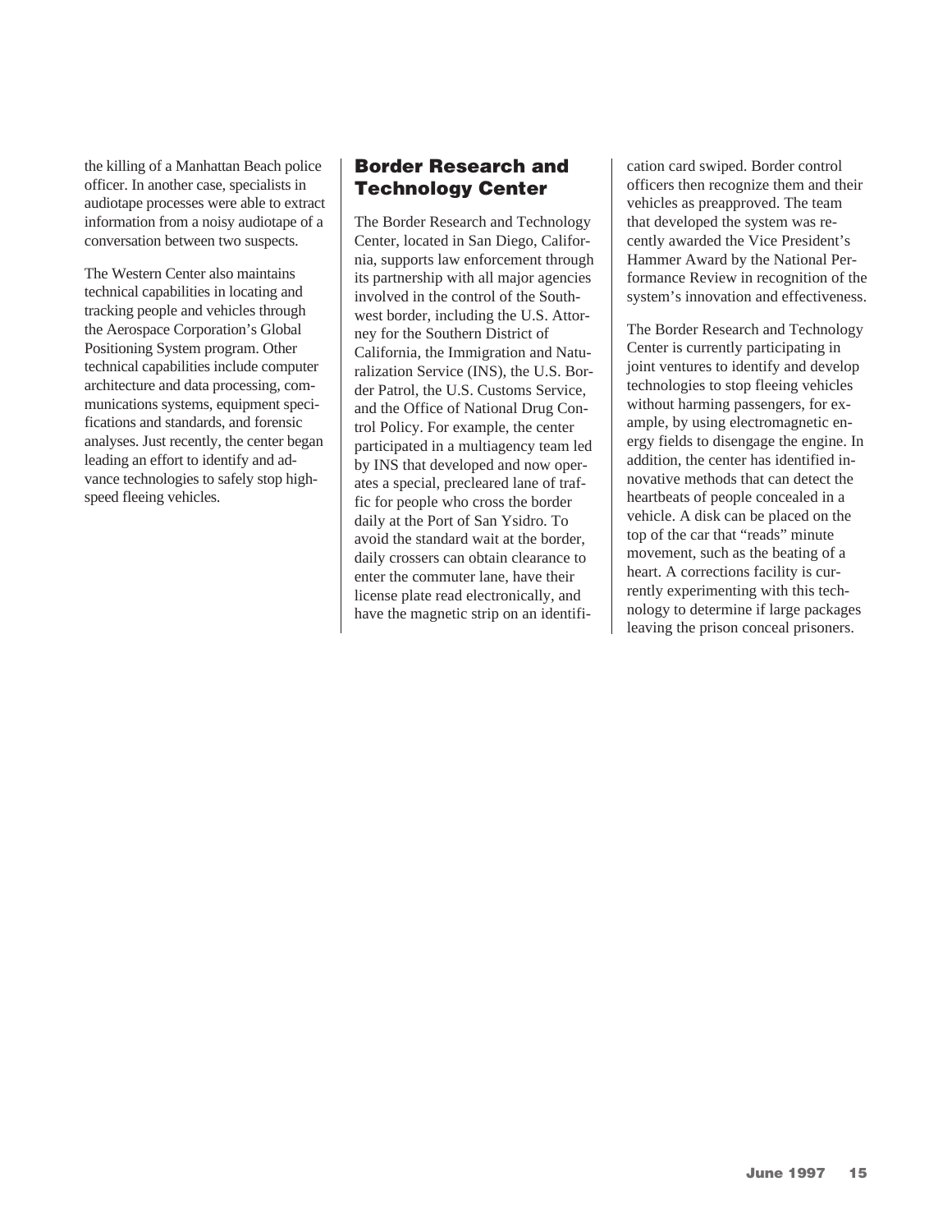the killing of a Manhattan Beach police officer. In another case, specialists in audiotape processes were able to extract information from a noisy audiotape of a conversation between two suspects.

The Western Center also maintains technical capabilities in locating and tracking people and vehicles through the Aerospace Corporation's Global Positioning System program. Other technical capabilities include computer architecture and data processing, communications systems, equipment specifications and standards, and forensic analyses. Just recently, the center began leading an effort to identify and advance technologies to safely stop high-speed fleeing vehicles.

## Border Research and Technology Center

The Border Research and Technology Center, located in San Diego, California, supports law enforcement through its partnership with all major agencies involved in the control of the Southwest border, including the U.S. Attorney for the Southern District of California, the Immigration and Naturalization Service (INS), the U.S. Border Patrol, the U.S. Customs Service, and the Office of National Drug Control Policy. For example, the center participated in a multiagency team led by INS that developed and now operates a special, precleared lane of traffic for people who cross the border daily at the Port of San Ysidro. To avoid the standard wait at the border, daily crossers can obtain clearance to enter the commuter lane, have their license plate read electronically, and have the magnetic strip on an identification card swiped. Border control officers then recognize them and their vehicles as preapproved. The team that developed the system was recently awarded the Vice President's Hammer Award by the National Performance Review in recognition of the system's innovation and effectiveness.

The Border Research and Technology Center is currently participating in joint ventures to identify and develop technologies to stop fleeing vehicles without harming passengers, for example, by using electromagnetic energy fields to disengage the engine. In addition, the center has identified innovative methods that can detect the heartbeats of people concealed in a vehicle. A disk can be placed on the top of the car that "reads" minute movement, such as the beating of a heart. A corrections facility is currently experimenting with this technology to determine if large packages leaving the prison conceal prisoners.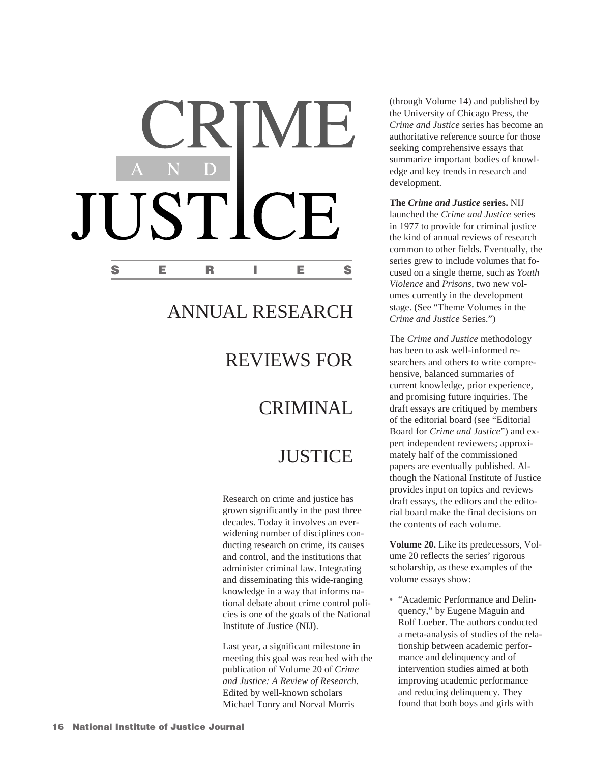# CRIME AND JUSTICE SERIES

## ANNUAL RESEARCH REVIEWS FOR CRIMINAL JUSTICE

Research on crime and justice has grown significantly in the past three decades. Today it involves an ever-widening number of disciplines conducting research on crime, its causes and control, and the institutions that administer criminal law. Integrating and disseminating this wide-ranging knowledge in a way that informs national debate about crime control policies is one of the goals of the National Institute of Justice (NIJ).

Last year, a significant milestone in meeting this goal was reached with the publication of Volume 20 of *Crime and Justice: A Review of Research.* Edited by well-known scholars Michael Tonry and Norval Morris (through Volume 14) and published by the University of Chicago Press, the *Crime and Justice* series has become an authoritative reference source for those seeking comprehensive essays that summarize important bodies of knowledge and key trends in research and development.

**The *Crime and Justice* series.** NIJ launched the *Crime and Justice* series in 1977 to provide for criminal justice the kind of annual reviews of research common to other fields. Eventually, the series grew to include volumes that focused on a single theme, such as *Youth Violence* and *Prisons*, two new volumes currently in the development stage. (See "Theme Volumes in the *Crime and Justice* Series.")

The *Crime and Justice* methodology has been to ask well-informed researchers and others to write comprehensive, balanced summaries of current knowledge, prior experience, and promising future inquiries. The draft essays are critiqued by members of the editorial board (see "Editorial Board for *Crime and Justice*") and expert independent reviewers; approximately half of the commissioned papers are eventually published. Although the National Institute of Justice provides input on topics and reviews draft essays, the editors and the editorial board make the final decisions on the contents of each volume.

**Volume 20.** Like its predecessors, Volume 20 reflects the series' rigorous scholarship, as these examples of the volume essays show:

- "Academic Performance and Delinquency," by Eugene Maguin and Rolf Loeber. The authors conducted a meta-analysis of studies of the relationship between academic performance and delinquency and of intervention studies aimed at both improving academic performance and reducing delinquency. They found that both boys and girls with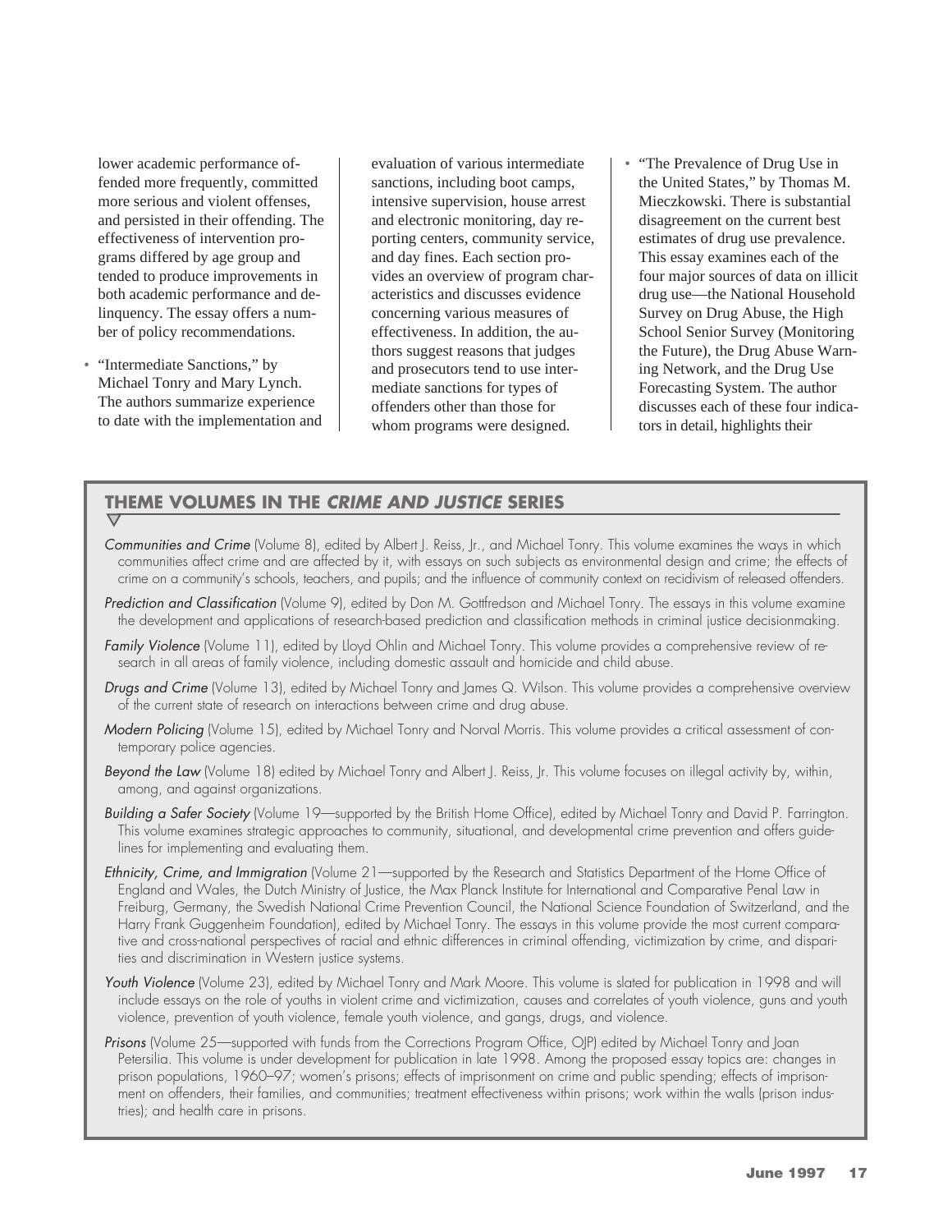lower academic performance offended more frequently, committed more serious and violent offenses, and persisted in their offending. The effectiveness of intervention programs differed by age group and tended to produce improvements in both academic performance and delinquency. The essay offers a number of policy recommendations.

- "Intermediate Sanctions," by Michael Tonry and Mary Lynch. The authors summarize experience to date with the implementation and evaluation of various intermediate sanctions, including boot camps, intensive supervision, house arrest and electronic monitoring, day reporting centers, community service, and day fines. Each section provides an overview of program characteristics and discusses evidence concerning various measures of effectiveness. In addition, the authors suggest reasons that judges and prosecutors tend to use intermediate sanctions for types of offenders other than those for whom programs were designed.

- "The Prevalence of Drug Use in the United States," by Thomas M. Mieczkowski. There is substantial disagreement on the current best estimates of drug use prevalence. This essay examines each of the four major sources of data on illicit drug use—the National Household Survey on Drug Abuse, the High School Senior Survey (Monitoring the Future), the Drug Abuse Warning Network, and the Drug Use Forecasting System. The author discusses each of these four indicators in detail, highlights their

## THEME VOLUMES IN THE *CRIME AND JUSTICE* SERIES

*Communities and Crime* (Volume 8), edited by Albert J. Reiss, Jr., and Michael Tonry. This volume examines the ways in which communities affect crime and are affected by it, with essays on such subjects as environmental design and crime; the effects of crime on a community's schools, teachers, and pupils; and the influence of community context on recidivism of released offenders.

*Prediction and Classification* (Volume 9), edited by Don M. Gottfredson and Michael Tonry. The essays in this volume examine the development and applications of research-based prediction and classification methods in criminal justice decisionmaking.

*Family Violence* (Volume 11), edited by Lloyd Ohlin and Michael Tonry. This volume provides a comprehensive review of research in all areas of family violence, including domestic assault and homicide and child abuse.

*Drugs and Crime* (Volume 13), edited by Michael Tonry and James Q. Wilson. This volume provides a comprehensive overview of the current state of research on interactions between crime and drug abuse.

*Modern Policing* (Volume 15), edited by Michael Tonry and Norval Morris. This volume provides a critical assessment of contemporary police agencies.

*Beyond the Law* (Volume 18) edited by Michael Tonry and Albert J. Reiss, Jr. This volume focuses on illegal activity by, within, among, and against organizations.

*Building a Safer Society* (Volume 19—supported by the British Home Office), edited by Michael Tonry and David P. Farrington. This volume examines strategic approaches to community, situational, and developmental crime prevention and offers guidelines for implementing and evaluating them.

*Ethnicity, Crime, and Immigration* (Volume 21—supported by the Research and Statistics Department of the Home Office of England and Wales, the Dutch Ministry of Justice, the Max Planck Institute for International and Comparative Penal Law in Freiburg, Germany, the Swedish National Crime Prevention Council, the National Science Foundation of Switzerland, and the Harry Frank Guggenheim Foundation), edited by Michael Tonry. The essays in this volume provide the most current comparative and cross-national perspectives of racial and ethnic differences in criminal offending, victimization by crime, and disparities and discrimination in Western justice systems.

*Youth Violence* (Volume 23), edited by Michael Tonry and Mark Moore. This volume is slated for publication in 1998 and will include essays on the role of youths in violent crime and victimization, causes and correlates of youth violence, guns and youth violence, prevention of youth violence, female youth violence, and gangs, drugs, and violence.

*Prisons* (Volume 25—supported with funds from the Corrections Program Office, OJP) edited by Michael Tonry and Joan Petersilia. This volume is under development for publication in late 1998. Among the proposed essay topics are: changes in prison populations, 1960–97; women's prisons; effects of imprisonment on crime and public spending; effects of imprisonment on offenders, their families, and communities; treatment effectiveness within prisons; work within the walls (prison industries); and health care in prisons.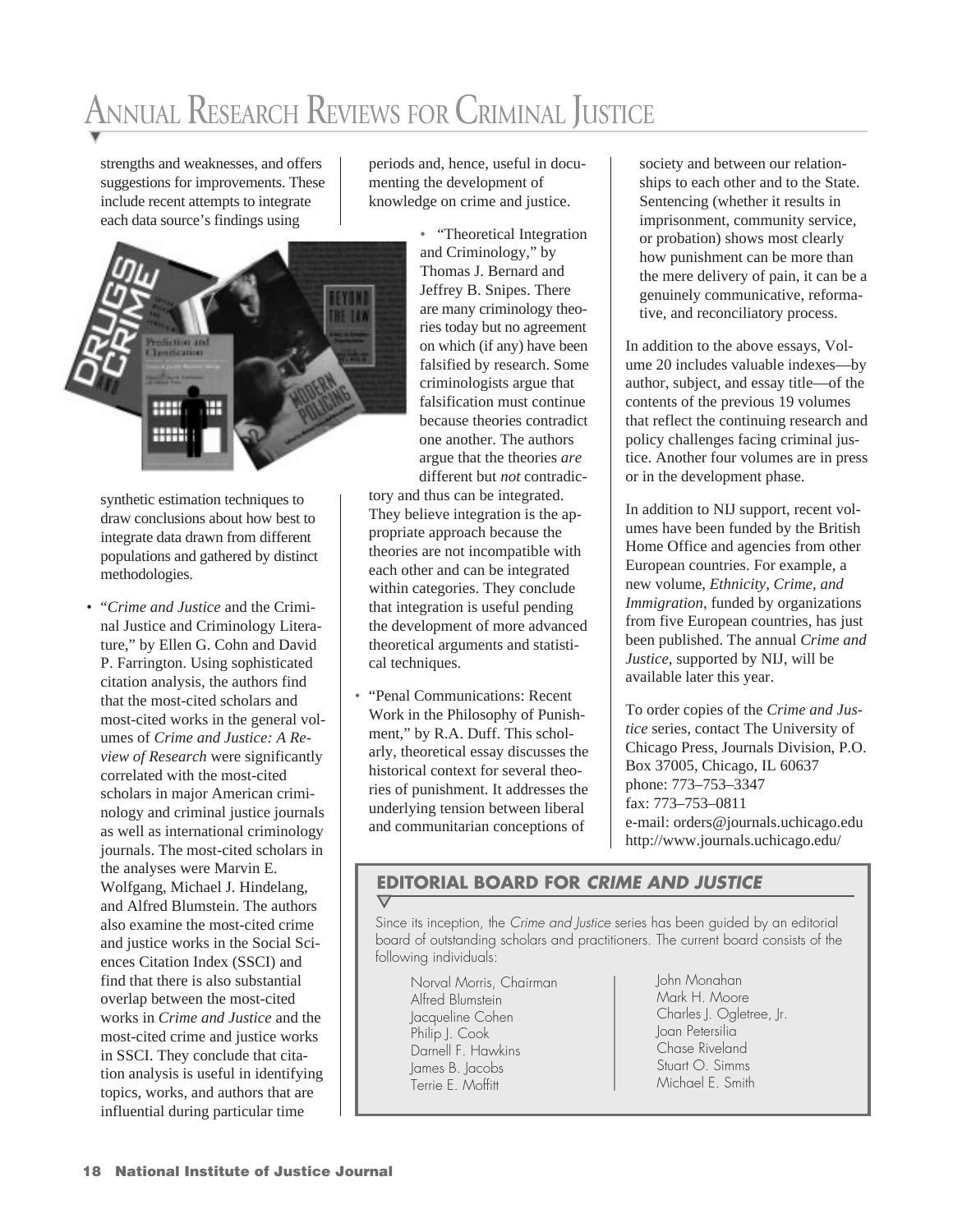strengths and weaknesses, and offers suggestions for improvements. These include recent attempts to integrate each data source's findings using synthetic estimation techniques to draw conclusions about how best to integrate data drawn from different populations and gathered by distinct methodologies.

- "*Crime and Justice* and the Criminal Justice and Criminology Literature," by Ellen G. Cohn and David P. Farrington. Using sophisticated citation analysis, the authors find that the most-cited scholars and most-cited works in the general volumes of *Crime and Justice: A Review of Research* were significantly correlated with the most-cited scholars in major American criminology and criminal justice journals as well as international criminology journals. The most-cited scholars in the analyses were Marvin E. Wolfgang, Michael J. Hindelang, and Alfred Blumstein. The authors also examine the most-cited crime and justice works in the Social Sciences Citation Index (SSCI) and find that there is also substantial overlap between the most-cited works in *Crime and Justice* and the most-cited crime and justice works in SSCI. They conclude that citation analysis is useful in identifying topics, works, and authors that are influential during particular time periods and, hence, useful in documenting the development of knowledge on crime and justice.

- "Theoretical Integration and Criminology," by Thomas J. Bernard and Jeffrey B. Snipes. There are many criminology theories today but no agreement on which (if any) have been falsified by research. Some criminologists argue that falsification must continue because theories contradict one another. The authors argue that the theories *are* different but *not* contradictory and thus can be integrated. They believe integration is the appropriate approach because the theories are not incompatible with each other and can be integrated within categories. They conclude that integration is useful pending the development of more advanced theoretical arguments and statistical techniques.

- "Penal Communications: Recent Work in the Philosophy of Punishment," by R.A. Duff. This scholarly, theoretical essay discusses the historical context for several theories of punishment. It addresses the underlying tension between liberal and communitarian conceptions of society and between our relationships to each other and to the State. Sentencing (whether it results in imprisonment, community service, or probation) shows most clearly how punishment can be more than the mere delivery of pain, it can be a genuinely communicative, reformative, and reconciliatory process.

In addition to the above essays, Volume 20 includes valuable indexes—by author, subject, and essay title—of the contents of the previous 19 volumes that reflect the continuing research and policy challenges facing criminal justice. Another four volumes are in press or in the development phase.

In addition to NIJ support, recent volumes have been funded by the British Home Office and agencies from other European countries. For example, a new volume, *Ethnicity, Crime, and Immigration*, funded by organizations from five European countries, has just been published. The annual *Crime and Justice*, supported by NIJ, will be available later this year.

To order copies of the *Crime and Justice* series, contact The University of Chicago Press, Journals Division, P.O. Box 37005, Chicago, IL 60637
phone: 773–753–3347
fax: 773–753–0811
e-mail: orders@journals.uchicago.edu
http://www.journals.uchicago.edu/

### EDITORIAL BOARD FOR *CRIME AND JUSTICE*

Since its inception, the *Crime and Justice* series has been guided by an editorial board of outstanding scholars and practitioners. The current board consists of the following individuals:

Norval Morris, Chairman
Alfred Blumstein
Jacqueline Cohen
Philip J. Cook
Darnell F. Hawkins
James B. Jacobs
Terrie E. Moffitt
John Monahan
Mark H. Moore
Charles J. Ogletree, Jr.
Joan Petersilia
Chase Riveland
Stuart O. Simms
Michael E. Smith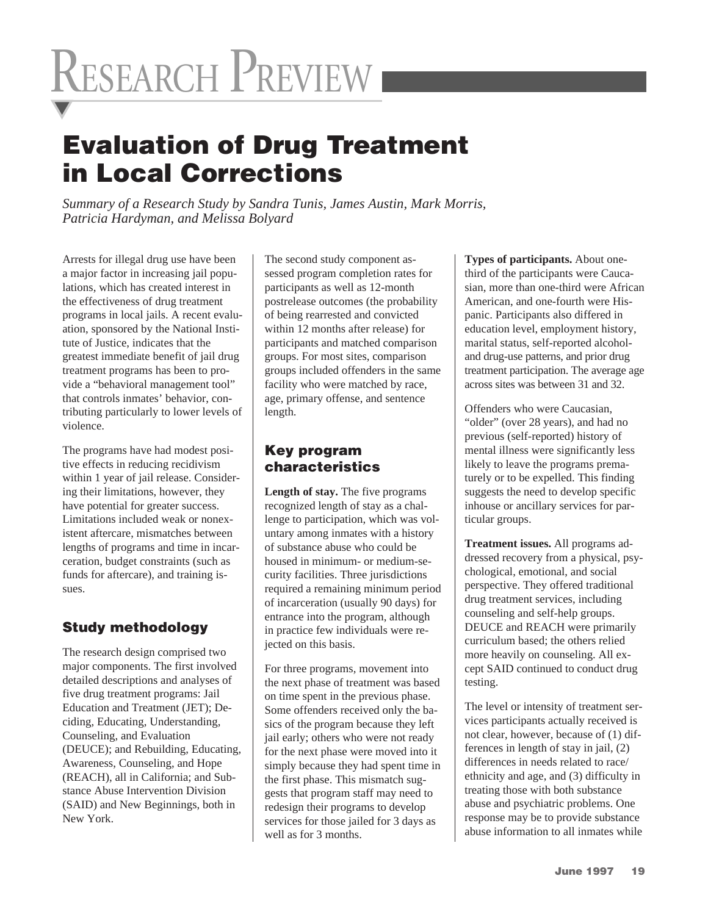# Research Preview

## Evaluation of Drug Treatment in Local Corrections

*Summary of a Research Study by Sandra Tunis, James Austin, Mark Morris, Patricia Hardyman, and Melissa Bolyard*

Arrests for illegal drug use have been a major factor in increasing jail populations, which has created interest in the effectiveness of drug treatment programs in local jails. A recent evaluation, sponsored by the National Institute of Justice, indicates that the greatest immediate benefit of jail drug treatment programs has been to provide a "behavioral management tool" that controls inmates' behavior, contributing particularly to lower levels of violence.

The programs have had modest positive effects in reducing recidivism within 1 year of jail release. Considering their limitations, however, they have potential for greater success. Limitations included weak or nonexistent aftercare, mismatches between lengths of programs and time in incarceration, budget constraints (such as funds for aftercare), and training issues.

### Study methodology

The research design comprised two major components. The first involved detailed descriptions and analyses of five drug treatment programs: Jail Education and Treatment (JET); Deciding, Educating, Understanding, Counseling, and Evaluation (DEUCE); and Rebuilding, Educating, Awareness, Counseling, and Hope (REACH), all in California; and Substance Abuse Intervention Division (SAID) and New Beginnings, both in New York.

The second study component assessed program completion rates for participants as well as 12-month postrelease outcomes (the probability of being rearrested and convicted within 12 months after release) for participants and matched comparison groups. For most sites, comparison groups included offenders in the same facility who were matched by race, age, primary offense, and sentence length.

### Key program characteristics

**Length of stay.** The five programs recognized length of stay as a challenge to participation, which was voluntary among inmates with a history of substance abuse who could be housed in minimum- or medium-security facilities. Three jurisdictions required a remaining minimum period of incarceration (usually 90 days) for entrance into the program, although in practice few individuals were rejected on this basis.

For three programs, movement into the next phase of treatment was based on time spent in the previous phase. Some offenders received only the basics of the program because they left jail early; others who were not ready for the next phase were moved into it simply because they had spent time in the first phase. This mismatch suggests that program staff may need to redesign their programs to develop services for those jailed for 3 days as well as for 3 months.

**Types of participants.** About one-third of the participants were Caucasian, more than one-third were African American, and one-fourth were Hispanic. Participants also differed in education level, employment history, marital status, self-reported alcohol- and drug-use patterns, and prior drug treatment participation. The average age across sites was between 31 and 32.

Offenders who were Caucasian, "older" (over 28 years), and had no previous (self-reported) history of mental illness were significantly less likely to leave the programs prematurely or to be expelled. This finding suggests the need to develop specific inhouse or ancillary services for particular groups.

**Treatment issues.** All programs addressed recovery from a physical, psychological, emotional, and social perspective. They offered traditional drug treatment services, including counseling and self-help groups. DEUCE and REACH were primarily curriculum based; the others relied more heavily on counseling. All except SAID continued to conduct drug testing.

The level or intensity of treatment services participants actually received is not clear, however, because of (1) differences in length of stay in jail, (2) differences in needs related to race/ethnicity and age, and (3) difficulty in treating those with both substance abuse and psychiatric problems. One response may be to provide substance abuse information to all inmates while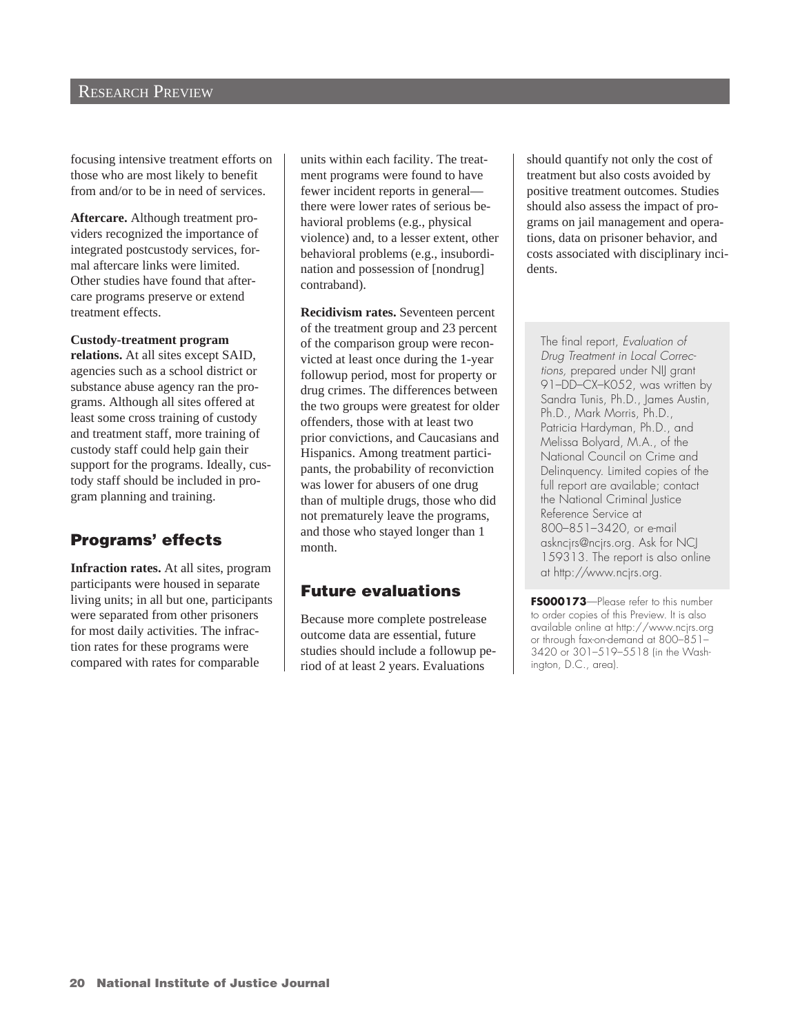focusing intensive treatment efforts on those who are most likely to benefit from and/or to be in need of services.

**Aftercare.** Although treatment providers recognized the importance of integrated postcustody services, formal aftercare links were limited. Other studies have found that aftercare programs preserve or extend treatment effects.

**Custody-treatment program relations.** At all sites except SAID, agencies such as a school district or substance abuse agency ran the programs. Although all sites offered at least some cross training of custody and treatment staff, more training of custody staff could help gain their support for the programs. Ideally, custody staff should be included in program planning and training.

## Programs' effects

**Infraction rates.** At all sites, program participants were housed in separate living units; in all but one, participants were separated from other prisoners for most daily activities. The infraction rates for these programs were compared with rates for comparable units within each facility. The treatment programs were found to have fewer incident reports in general—there were lower rates of serious behavioral problems (e.g., physical violence) and, to a lesser extent, other behavioral problems (e.g., insubordination and possession of [nondrug] contraband).

**Recidivism rates.** Seventeen percent of the treatment group and 23 percent of the comparison group were reconvicted at least once during the 1-year followup period, most for property or drug crimes. The differences between the two groups were greatest for older offenders, those with at least two prior convictions, and Caucasians and Hispanics. Among treatment participants, the probability of reconviction was lower for abusers of one drug than of multiple drugs, those who did not prematurely leave the programs, and those who stayed longer than 1 month.

## Future evaluations

Because more complete postrelease outcome data are essential, future studies should include a followup period of at least 2 years. Evaluations should quantify not only the cost of treatment but also costs avoided by positive treatment outcomes. Studies should also assess the impact of programs on jail management and operations, data on prisoner behavior, and costs associated with disciplinary incidents.

The final report, *Evaluation of Drug Treatment in Local Corrections,* prepared under NIJ grant 91–DD–CX–K052, was written by Sandra Tunis, Ph.D., James Austin, Ph.D., Mark Morris, Ph.D., Patricia Hardyman, Ph.D., and Melissa Bolyard, M.A., of the National Council on Crime and Delinquency. Limited copies of the full report are available; contact the National Criminal Justice Reference Service at 800–851–3420, or e-mail askncjrs@ncjrs.org. Ask for NCJ 159313. The report is also online at http://www.ncjrs.org.

**FS000173**—Please refer to this number to order copies of this Preview. It is also available online at http://www.ncjrs.org or through fax-on-demand at 800–851–3420 or 301–519–5518 (in the Washington, D.C., area).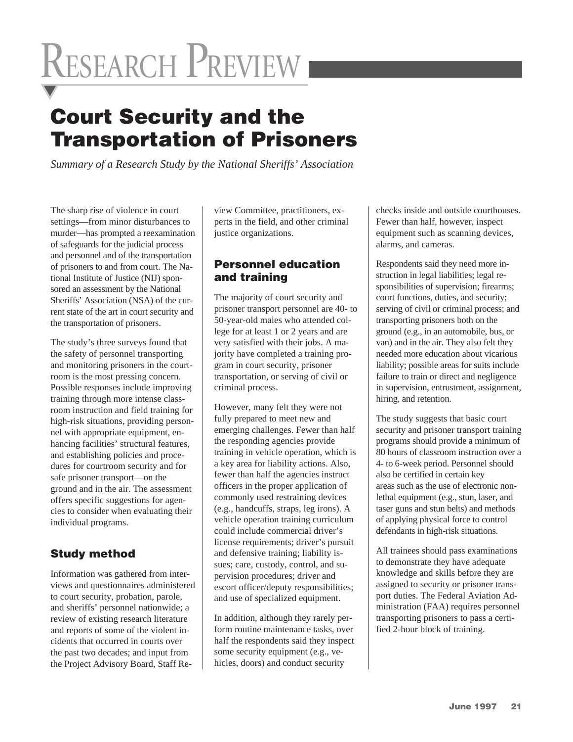# Research Preview

## Court Security and the Transportation of Prisoners

*Summary of a Research Study by the National Sheriffs' Association*

The sharp rise of violence in court settings—from minor disturbances to murder—has prompted a reexamination of safeguards for the judicial process and personnel and of the transportation of prisoners to and from court. The National Institute of Justice (NIJ) sponsored an assessment by the National Sheriffs' Association (NSA) of the current state of the art in court security and the transportation of prisoners.

The study's three surveys found that the safety of personnel transporting and monitoring prisoners in the courtroom is the most pressing concern. Possible responses include improving training through more intense classroom instruction and field training for high-risk situations, providing personnel with appropriate equipment, enhancing facilities' structural features, and establishing policies and procedures for courtroom security and for safe prisoner transport—on the ground and in the air. The assessment offers specific suggestions for agencies to consider when evaluating their individual programs.

### Study method

Information was gathered from interviews and questionnaires administered to court security, probation, parole, and sheriffs' personnel nationwide; a review of existing research literature and reports of some of the violent incidents that occurred in courts over the past two decades; and input from the Project Advisory Board, Staff Review Committee, practitioners, experts in the field, and other criminal justice organizations.

### Personnel education and training

The majority of court security and prisoner transport personnel are 40- to 50-year-old males who attended college for at least 1 or 2 years and are very satisfied with their jobs. A majority have completed a training program in court security, prisoner transportation, or serving of civil or criminal process.

However, many felt they were not fully prepared to meet new and emerging challenges. Fewer than half the responding agencies provide training in vehicle operation, which is a key area for liability actions. Also, fewer than half the agencies instruct officers in the proper application of commonly used restraining devices (e.g., handcuffs, straps, leg irons). A vehicle operation training curriculum could include commercial driver's license requirements; driver's pursuit and defensive training; liability issues; care, custody, control, and supervision procedures; driver and escort officer/deputy responsibilities; and use of specialized equipment.

In addition, although they rarely perform routine maintenance tasks, over half the respondents said they inspect some security equipment (e.g., vehicles, doors) and conduct security checks inside and outside courthouses. Fewer than half, however, inspect equipment such as scanning devices, alarms, and cameras.

Respondents said they need more instruction in legal liabilities; legal responsibilities of supervision; firearms; court functions, duties, and security; serving of civil or criminal process; and transporting prisoners both on the ground (e.g., in an automobile, bus, or van) and in the air. They also felt they needed more education about vicarious liability; possible areas for suits include failure to train or direct and negligence in supervision, entrustment, assignment, hiring, and retention.

The study suggests that basic court security and prisoner transport training programs should provide a minimum of 80 hours of classroom instruction over a 4- to 6-week period. Personnel should also be certified in certain key areas such as the use of electronic nonlethal equipment (e.g., stun, laser, and taser guns and stun belts) and methods of applying physical force to control defendants in high-risk situations.

All trainees should pass examinations to demonstrate they have adequate knowledge and skills before they are assigned to security or prisoner transport duties. The Federal Aviation Administration (FAA) requires personnel transporting prisoners to pass a certified 2-hour block of training.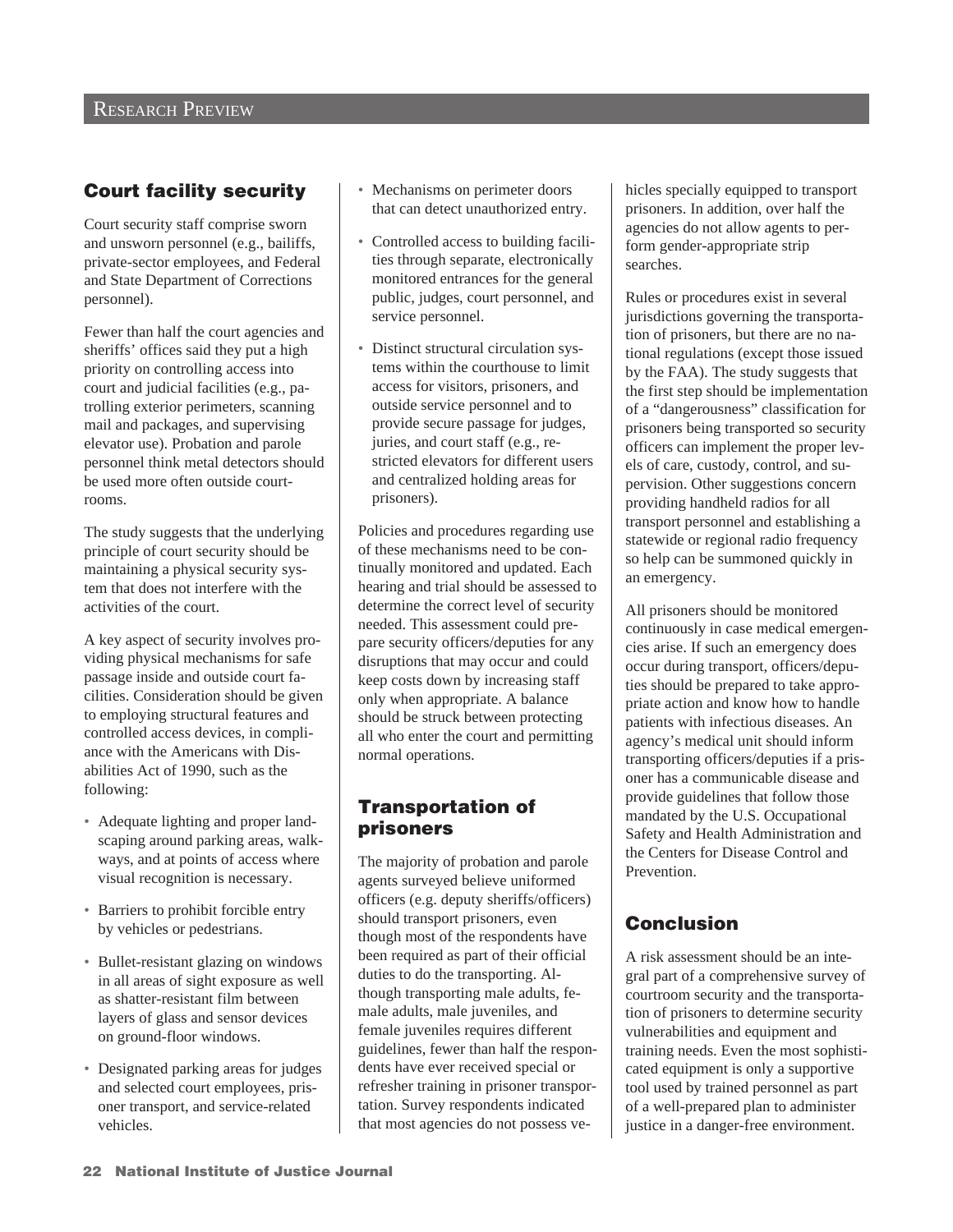## Court facility security

Court security staff comprise sworn and unsworn personnel (e.g., bailiffs, private-sector employees, and Federal and State Department of Corrections personnel).

Fewer than half the court agencies and sheriffs' offices said they put a high priority on controlling access into court and judicial facilities (e.g., patrolling exterior perimeters, scanning mail and packages, and supervising elevator use). Probation and parole personnel think metal detectors should be used more often outside courtrooms.

The study suggests that the underlying principle of court security should be maintaining a physical security system that does not interfere with the activities of the court.

A key aspect of security involves providing physical mechanisms for safe passage inside and outside court facilities. Consideration should be given to employing structural features and controlled access devices, in compliance with the Americans with Disabilities Act of 1990, such as the following:

- Adequate lighting and proper landscaping around parking areas, walkways, and at points of access where visual recognition is necessary.
- Barriers to prohibit forcible entry by vehicles or pedestrians.
- Bullet-resistant glazing on windows in all areas of sight exposure as well as shatter-resistant film between layers of glass and sensor devices on ground-floor windows.
- Designated parking areas for judges and selected court employees, prisoner transport, and service-related vehicles.
- Mechanisms on perimeter doors that can detect unauthorized entry.
- Controlled access to building facilities through separate, electronically monitored entrances for the general public, judges, court personnel, and service personnel.
- Distinct structural circulation systems within the courthouse to limit access for visitors, prisoners, and outside service personnel and to provide secure passage for judges, juries, and court staff (e.g., restricted elevators for different users and centralized holding areas for prisoners).

Policies and procedures regarding use of these mechanisms need to be continually monitored and updated. Each hearing and trial should be assessed to determine the correct level of security needed. This assessment could prepare security officers/deputies for any disruptions that may occur and could keep costs down by increasing staff only when appropriate. A balance should be struck between protecting all who enter the court and permitting normal operations.

## Transportation of prisoners

The majority of probation and parole agents surveyed believe uniformed officers (e.g. deputy sheriffs/officers) should transport prisoners, even though most of the respondents have been required as part of their official duties to do the transporting. Although transporting male adults, female adults, male juveniles, and female juveniles requires different guidelines, fewer than half the respondents have ever received special or refresher training in prisoner transportation. Survey respondents indicated that most agencies do not possess vehicles specially equipped to transport prisoners. In addition, over half the agencies do not allow agents to perform gender-appropriate strip searches.

Rules or procedures exist in several jurisdictions governing the transportation of prisoners, but there are no national regulations (except those issued by the FAA). The study suggests that the first step should be implementation of a "dangerousness" classification for prisoners being transported so security officers can implement the proper levels of care, custody, control, and supervision. Other suggestions concern providing handheld radios for all transport personnel and establishing a statewide or regional radio frequency so help can be summoned quickly in an emergency.

All prisoners should be monitored continuously in case medical emergencies arise. If such an emergency does occur during transport, officers/deputies should be prepared to take appropriate action and know how to handle patients with infectious diseases. An agency's medical unit should inform transporting officers/deputies if a prisoner has a communicable disease and provide guidelines that follow those mandated by the U.S. Occupational Safety and Health Administration and the Centers for Disease Control and Prevention.

## Conclusion

A risk assessment should be an integral part of a comprehensive survey of courtroom security and the transportation of prisoners to determine security vulnerabilities and equipment and training needs. Even the most sophisticated equipment is only a supportive tool used by trained personnel as part of a well-prepared plan to administer justice in a danger-free environment.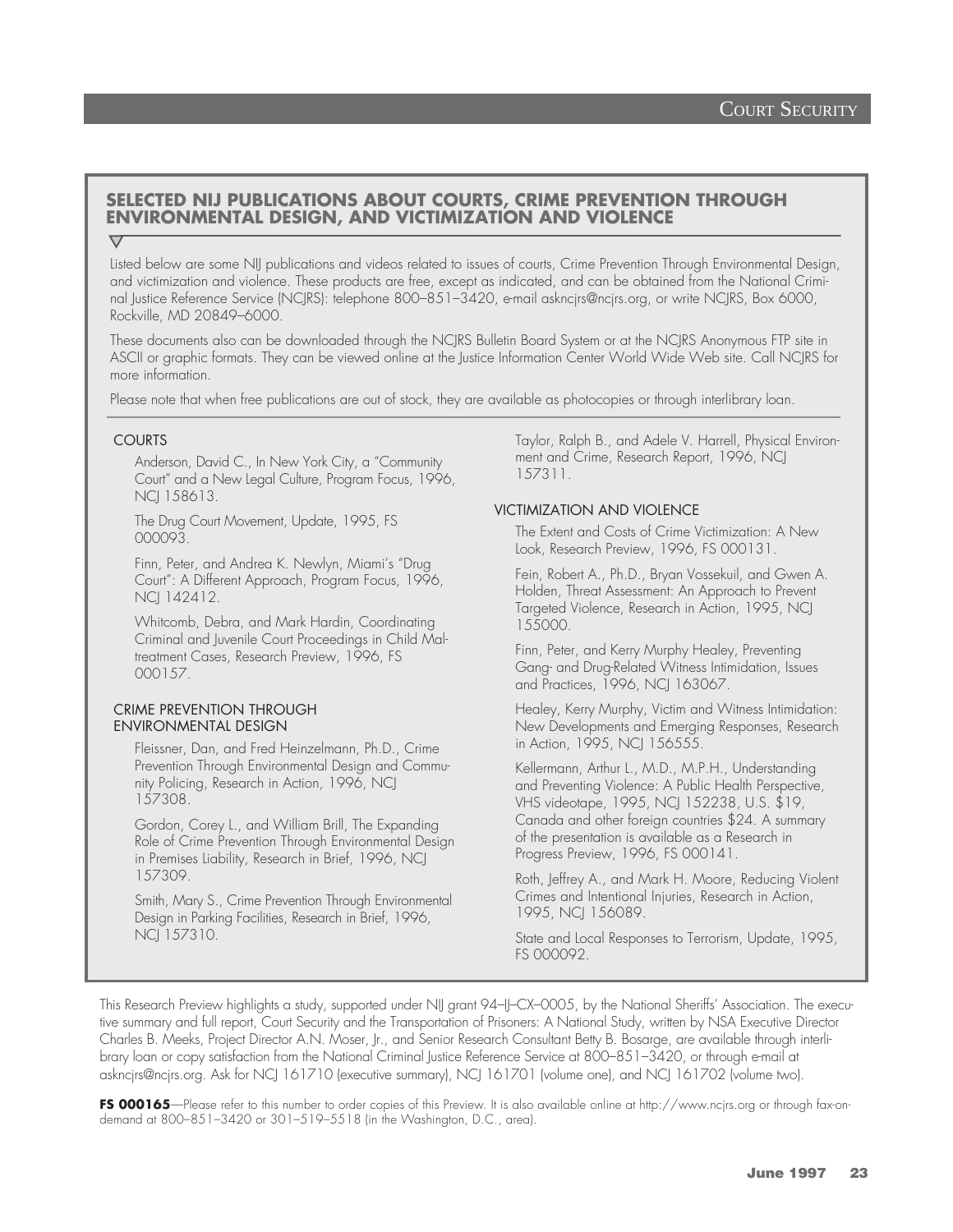## SELECTED NIJ PUBLICATIONS ABOUT COURTS, CRIME PREVENTION THROUGH ENVIRONMENTAL DESIGN, AND VICTIMIZATION AND VIOLENCE

Listed below are some NIJ publications and videos related to issues of courts, Crime Prevention Through Environmental Design, and victimization and violence. These products are free, except as indicated, and can be obtained from the National Criminal Justice Reference Service (NCJRS): telephone 800–851–3420, e-mail askncjrs@ncjrs.org, or write NCJRS, Box 6000, Rockville, MD 20849–6000.

These documents also can be downloaded through the NCJRS Bulletin Board System or at the NCJRS Anonymous FTP site in ASCII or graphic formats. They can be viewed online at the Justice Information Center World Wide Web site. Call NCJRS for more information.

Please note that when free publications are out of stock, they are available as photocopies or through interlibrary loan.

### COURTS

Anderson, David C., In New York City, a "Community Court" and a New Legal Culture, Program Focus, 1996, NCJ 158613.

The Drug Court Movement, Update, 1995, FS 000093.

Finn, Peter, and Andrea K. Newlyn, Miami's "Drug Court": A Different Approach, Program Focus, 1996, NCJ 142412.

Whitcomb, Debra, and Mark Hardin, Coordinating Criminal and Juvenile Court Proceedings in Child Maltreatment Cases, Research Preview, 1996, FS 000157.

### CRIME PREVENTION THROUGH ENVIRONMENTAL DESIGN

Fleissner, Dan, and Fred Heinzelmann, Ph.D., Crime Prevention Through Environmental Design and Community Policing, Research in Action, 1996, NCJ 157308.

Gordon, Corey L., and William Brill, The Expanding Role of Crime Prevention Through Environmental Design in Premises Liability, Research in Brief, 1996, NCJ 157309.

Smith, Mary S., Crime Prevention Through Environmental Design in Parking Facilities, Research in Brief, 1996, NCJ 157310.

Taylor, Ralph B., and Adele V. Harrell, Physical Environment and Crime, Research Report, 1996, NCJ 157311.

### VICTIMIZATION AND VIOLENCE

The Extent and Costs of Crime Victimization: A New Look, Research Preview, 1996, FS 000131.

Fein, Robert A., Ph.D., Bryan Vossekuil, and Gwen A. Holden, Threat Assessment: An Approach to Prevent Targeted Violence, Research in Action, 1995, NCJ 155000.

Finn, Peter, and Kerry Murphy Healey, Preventing Gang- and Drug-Related Witness Intimidation, Issues and Practices, 1996, NCJ 163067.

Healey, Kerry Murphy, Victim and Witness Intimidation: New Developments and Emerging Responses, Research in Action, 1995, NCJ 156555.

Kellermann, Arthur L., M.D., M.P.H., Understanding and Preventing Violence: A Public Health Perspective, VHS videotape, 1995, NCJ 152238, U.S. $19, Canada and other foreign countries $24. A summary of the presentation is available as a Research in Progress Preview, 1996, FS 000141.

Roth, Jeffrey A., and Mark H. Moore, Reducing Violent Crimes and Intentional Injuries, Research in Action, 1995, NCJ 156089.

State and Local Responses to Terrorism, Update, 1995, FS 000092.

---

This Research Preview highlights a study, supported under NIJ grant 94–IJ–CX–0005, by the National Sheriffs' Association. The executive summary and full report, Court Security and the Transportation of Prisoners: A National Study, written by NSA Executive Director Charles B. Meeks, Project Director A.N. Moser, Jr., and Senior Research Consultant Betty B. Bosarge, are available through interlibrary loan or copy satisfaction from the National Criminal Justice Reference Service at 800–851–3420, or through e-mail at askncjrs@ncjrs.org. Ask for NCJ 161710 (executive summary), NCJ 161701 (volume one), and NCJ 161702 (volume two).

**FS 000165**—Please refer to this number to order copies of this Preview. It is also available online at http://www.ncjrs.org or through fax-on-demand at 800–851–3420 or 301–519–5518 (in the Washington, D.C., area).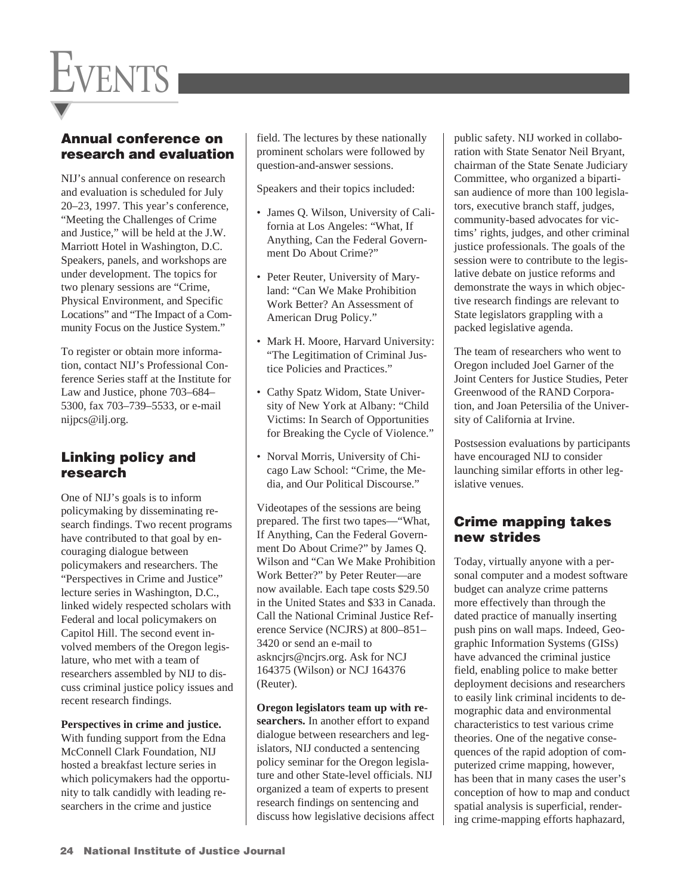# Events

## Annual conference on research and evaluation

NIJ's annual conference on research and evaluation is scheduled for July 20–23, 1997. This year's conference, "Meeting the Challenges of Crime and Justice," will be held at the J.W. Marriott Hotel in Washington, D.C. Speakers, panels, and workshops are under development. The topics for two plenary sessions are "Crime, Physical Environment, and Specific Locations" and "The Impact of a Community Focus on the Justice System."

To register or obtain more information, contact NIJ's Professional Conference Series staff at the Institute for Law and Justice, phone 703–684–5300, fax 703–739–5533, or e-mail nijpcs@ilj.org.

## Linking policy and research

One of NIJ's goals is to inform policymaking by disseminating research findings. Two recent programs have contributed to that goal by encouraging dialogue between policymakers and researchers. The "Perspectives in Crime and Justice" lecture series in Washington, D.C., linked widely respected scholars with Federal and local policymakers on Capitol Hill. The second event involved members of the Oregon legislature, who met with a team of researchers assembled by NIJ to discuss criminal justice policy issues and recent research findings.

**Perspectives in crime and justice.** With funding support from the Edna McConnell Clark Foundation, NIJ hosted a breakfast lecture series in which policymakers had the opportunity to talk candidly with leading researchers in the crime and justice field. The lectures by these nationally prominent scholars were followed by question-and-answer sessions.

Speakers and their topics included:

- James Q. Wilson, University of California at Los Angeles: "What, If Anything, Can the Federal Government Do About Crime?"
- Peter Reuter, University of Maryland: "Can We Make Prohibition Work Better? An Assessment of American Drug Policy."
- Mark H. Moore, Harvard University: "The Legitimation of Criminal Justice Policies and Practices."
- Cathy Spatz Widom, State University of New York at Albany: "Child Victims: In Search of Opportunities for Breaking the Cycle of Violence."
- Norval Morris, University of Chicago Law School: "Crime, the Media, and Our Political Discourse."

Videotapes of the sessions are being prepared. The first two tapes—"What, If Anything, Can the Federal Government Do About Crime?" by James Q. Wilson and "Can We Make Prohibition Work Better?" by Peter Reuter—are now available. Each tape costs $29.50 in the United States and $33 in Canada. Call the National Criminal Justice Reference Service (NCJRS) at 800–851–3420 or send an e-mail to askncjrs@ncjrs.org. Ask for NCJ 164375 (Wilson) or NCJ 164376 (Reuter).

**Oregon legislators team up with researchers.** In another effort to expand dialogue between researchers and legislators, NIJ conducted a sentencing policy seminar for the Oregon legislature and other State-level officials. NIJ organized a team of experts to present research findings on sentencing and discuss how legislative decisions affect public safety. NIJ worked in collaboration with State Senator Neil Bryant, chairman of the State Senate Judiciary Committee, who organized a bipartisan audience of more than 100 legislators, executive branch staff, judges, community-based advocates for victims' rights, judges, and other criminal justice professionals. The goals of the session were to contribute to the legislative debate on justice reforms and demonstrate the ways in which objective research findings are relevant to State legislators grappling with a packed legislative agenda.

The team of researchers who went to Oregon included Joel Garner of the Joint Centers for Justice Studies, Peter Greenwood of the RAND Corporation, and Joan Petersilia of the University of California at Irvine.

Postsession evaluations by participants have encouraged NIJ to consider launching similar efforts in other legislative venues.

## Crime mapping takes new strides

Today, virtually anyone with a personal computer and a modest software budget can analyze crime patterns more effectively than through the dated practice of manually inserting push pins on wall maps. Indeed, Geographic Information Systems (GISs) have advanced the criminal justice field, enabling police to make better deployment decisions and researchers to easily link criminal incidents to demographic data and environmental characteristics to test various crime theories. One of the negative consequences of the rapid adoption of computerized crime mapping, however, has been that in many cases the user's conception of how to map and conduct spatial analysis is superficial, rendering crime-mapping efforts haphazard,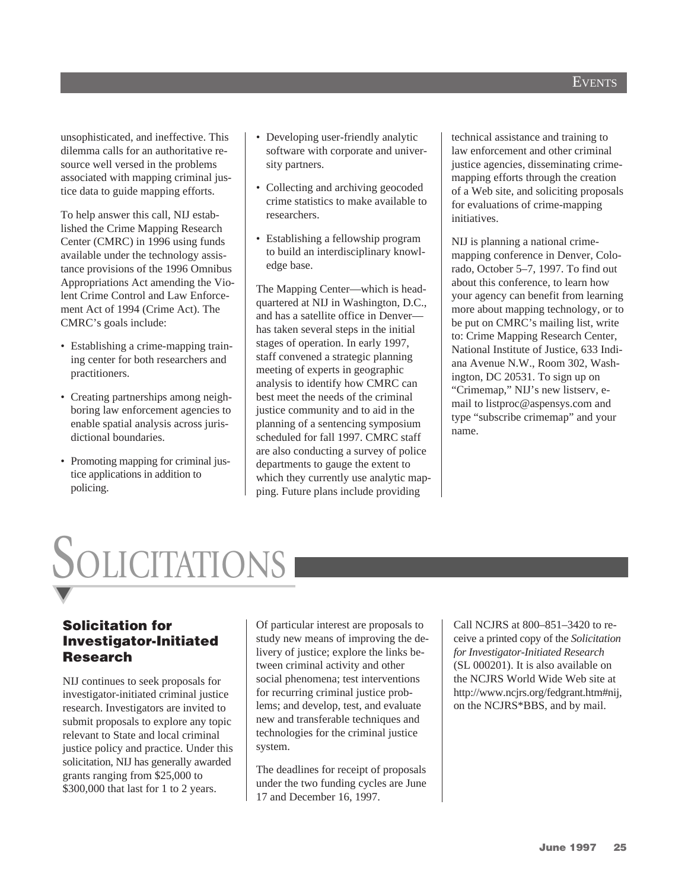unsophisticated, and ineffective. This dilemma calls for an authoritative resource well versed in the problems associated with mapping criminal justice data to guide mapping efforts.

To help answer this call, NIJ established the Crime Mapping Research Center (CMRC) in 1996 using funds available under the technology assistance provisions of the 1996 Omnibus Appropriations Act amending the Violent Crime Control and Law Enforcement Act of 1994 (Crime Act). The CMRC's goals include:

- Establishing a crime-mapping training center for both researchers and practitioners.
- Creating partnerships among neighboring law enforcement agencies to enable spatial analysis across jurisdictional boundaries.
- Promoting mapping for criminal justice applications in addition to policing.
- Developing user-friendly analytic software with corporate and university partners.
- Collecting and archiving geocoded crime statistics to make available to researchers.
- Establishing a fellowship program to build an interdisciplinary knowledge base.

The Mapping Center—which is headquartered at NIJ in Washington, D.C., and has a satellite office in Denver—has taken several steps in the initial stages of operation. In early 1997, staff convened a strategic planning meeting of experts in geographic analysis to identify how CMRC can best meet the needs of the criminal justice community and to aid in the planning of a sentencing symposium scheduled for fall 1997. CMRC staff are also conducting a survey of police departments to gauge the extent to which they currently use analytic mapping. Future plans include providing technical assistance and training to law enforcement and other criminal justice agencies, disseminating crime-mapping efforts through the creation of a Web site, and soliciting proposals for evaluations of crime-mapping initiatives.

NIJ is planning a national crime-mapping conference in Denver, Colorado, October 5–7, 1997. To find out about this conference, to learn how your agency can benefit from learning more about mapping technology, or to be put on CMRC's mailing list, write to: Crime Mapping Research Center, National Institute of Justice, 633 Indiana Avenue N.W., Room 302, Washington, DC 20531. To sign up on "Crimemap," NIJ's new listserv, e-mail to listproc@aspensys.com and type "subscribe crimemap" and your name.

# Solicitations

## Solicitation for Investigator-Initiated Research

NIJ continues to seek proposals for investigator-initiated criminal justice research. Investigators are invited to submit proposals to explore any topic relevant to State and local criminal justice policy and practice. Under this solicitation, NIJ has generally awarded grants ranging from $25,000 to $300,000 that last for 1 to 2 years.

Of particular interest are proposals to study new means of improving the delivery of justice; explore the links between criminal activity and other social phenomena; test interventions for recurring criminal justice problems; and develop, test, and evaluate new and transferable techniques and technologies for the criminal justice system.

The deadlines for receipt of proposals under the two funding cycles are June 17 and December 16, 1997.

Call NCJRS at 800–851–3420 to receive a printed copy of the *Solicitation for Investigator-Initiated Research* (SL 000201). It is also available on the NCJRS World Wide Web site at http://www.ncjrs.org/fedgrant.htm#nij, on the NCJRS*BBS, and by mail.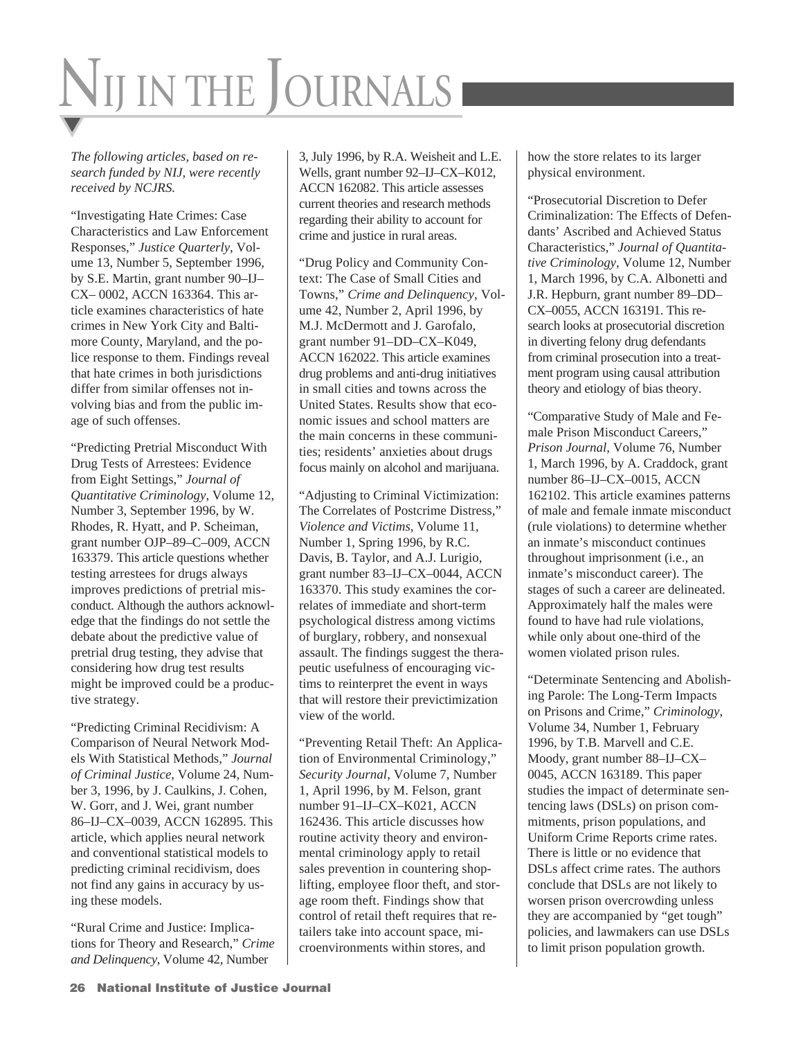# NIJ IN THE JOURNALS

*The following articles, based on research funded by NIJ, were recently received by NCJRS.*

"Investigating Hate Crimes: Case Characteristics and Law Enforcement Responses," *Justice Quarterly*, Volume 13, Number 5, September 1996, by S.E. Martin, grant number 90–IJ–CX– 0002, ACCN 163364. This article examines characteristics of hate crimes in New York City and Baltimore County, Maryland, and the police response to them. Findings reveal that hate crimes in both jurisdictions differ from similar offenses not involving bias and from the public image of such offenses.

"Predicting Pretrial Misconduct With Drug Tests of Arrestees: Evidence from Eight Settings," *Journal of Quantitative Criminology*, Volume 12, Number 3, September 1996, by W. Rhodes, R. Hyatt, and P. Scheiman, grant number OJP–89–C–009, ACCN 163379. This article questions whether testing arrestees for drugs always improves predictions of pretrial misconduct. Although the authors acknowledge that the findings do not settle the debate about the predictive value of pretrial drug testing, they advise that considering how drug test results might be improved could be a productive strategy.

"Predicting Criminal Recidivism: A Comparison of Neural Network Models With Statistical Methods," *Journal of Criminal Justice*, Volume 24, Number 3, 1996, by J. Caulkins, J. Cohen, W. Gorr, and J. Wei, grant number 86–IJ–CX–0039, ACCN 162895. This article, which applies neural network and conventional statistical models to predicting criminal recidivism, does not find any gains in accuracy by using these models.

"Rural Crime and Justice: Implications for Theory and Research," *Crime and Delinquency*, Volume 42, Number 3, July 1996, by R.A. Weisheit and L.E. Wells, grant number 92–IJ–CX–K012, ACCN 162082. This article assesses current theories and research methods regarding their ability to account for crime and justice in rural areas.

"Drug Policy and Community Context: The Case of Small Cities and Towns," *Crime and Delinquency*, Volume 42, Number 2, April 1996, by M.J. McDermott and J. Garofalo, grant number 91–DD–CX–K049, ACCN 162022. This article examines drug problems and anti-drug initiatives in small cities and towns across the United States. Results show that economic issues and school matters are the main concerns in these communities; residents' anxieties about drugs focus mainly on alcohol and marijuana.

"Adjusting to Criminal Victimization: The Correlates of Postcrime Distress," *Violence and Victims*, Volume 11, Number 1, Spring 1996, by R.C. Davis, B. Taylor, and A.J. Lurigio, grant number 83–IJ–CX–0044, ACCN 163370. This study examines the correlates of immediate and short-term psychological distress among victims of burglary, robbery, and nonsexual assault. The findings suggest the therapeutic usefulness of encouraging victims to reinterpret the event in ways that will restore their previctimization view of the world.

"Preventing Retail Theft: An Application of Environmental Criminology," *Security Journal*, Volume 7, Number 1, April 1996, by M. Felson, grant number 91–IJ–CX–K021, ACCN 162436. This article discusses how routine activity theory and environmental criminology apply to retail sales prevention in countering shoplifting, employee floor theft, and storage room theft. Findings show that control of retail theft requires that retailers take into account space, microenvironments within stores, and how the store relates to its larger physical environment.

"Prosecutorial Discretion to Defer Criminalization: The Effects of Defendants' Ascribed and Achieved Status Characteristics," *Journal of Quantitative Criminology*, Volume 12, Number 1, March 1996, by C.A. Albonetti and J.R. Hepburn, grant number 89–DD–CX–0055, ACCN 163191. This research looks at prosecutorial discretion in diverting felony drug defendants from criminal prosecution into a treatment program using causal attribution theory and etiology of bias theory.

"Comparative Study of Male and Female Prison Misconduct Careers," *Prison Journal*, Volume 76, Number 1, March 1996, by A. Craddock, grant number 86–IJ–CX–0015, ACCN 162102. This article examines patterns of male and female inmate misconduct (rule violations) to determine whether an inmate's misconduct continues throughout imprisonment (i.e., an inmate's misconduct career). The stages of such a career are delineated. Approximately half the males were found to have had rule violations, while only about one-third of the women violated prison rules.

"Determinate Sentencing and Abolishing Parole: The Long-Term Impacts on Prisons and Crime," *Criminology*, Volume 34, Number 1, February 1996, by T.B. Marvell and C.E. Moody, grant number 88–IJ–CX–0045, ACCN 163189. This paper studies the impact of determinate sentencing laws (DSLs) on prison commitments, prison populations, and Uniform Crime Reports crime rates. There is little or no evidence that DSLs affect crime rates. The authors conclude that DSLs are not likely to worsen prison overcrowding unless they are accompanied by "get tough" policies, and lawmakers can use DSLs to limit prison population growth.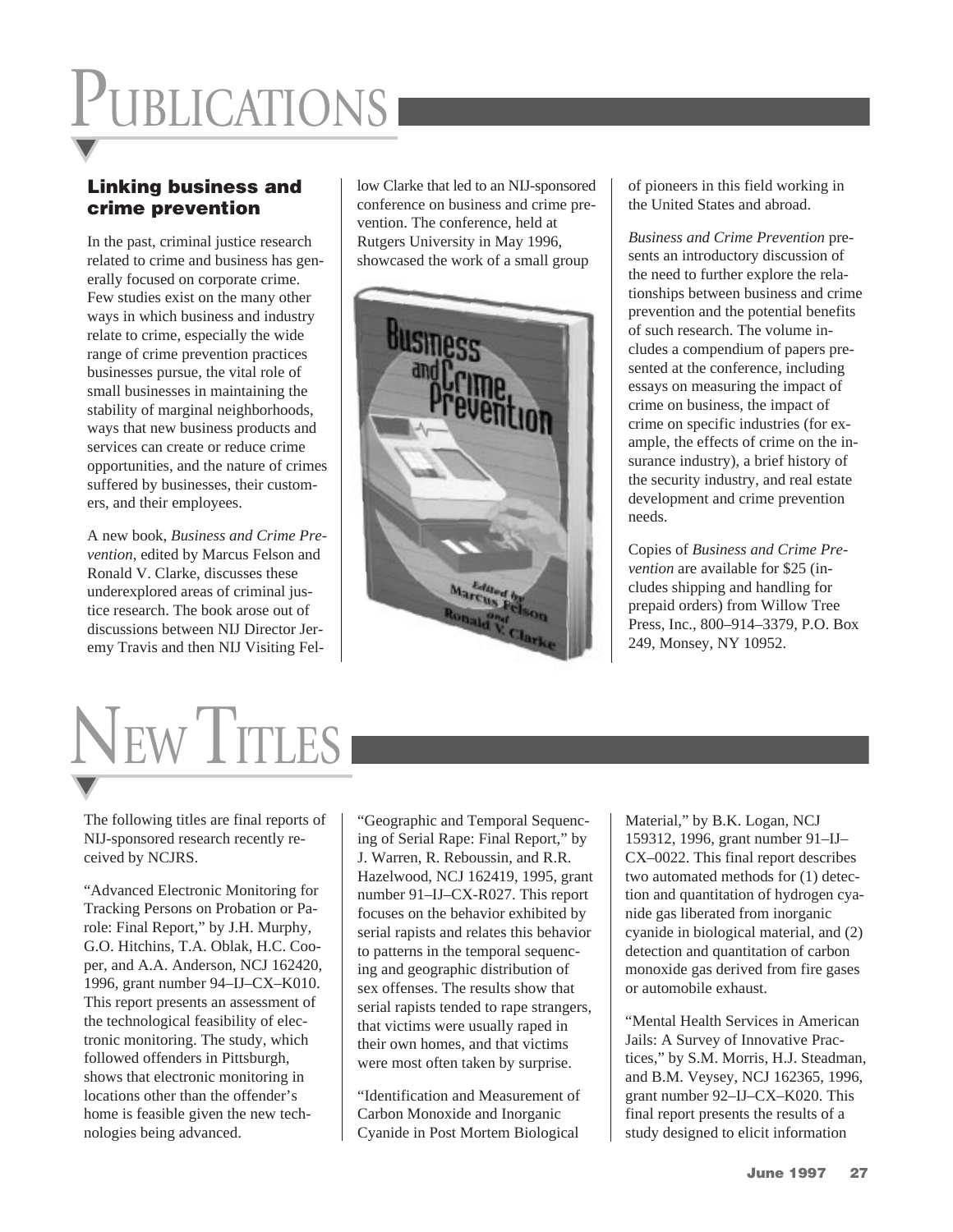# PUBLICATIONS

### Linking business and crime prevention

In the past, criminal justice research related to crime and business has generally focused on corporate crime. Few studies exist on the many other ways in which business and industry relate to crime, especially the wide range of crime prevention practices businesses pursue, the vital role of small businesses in maintaining the stability of marginal neighborhoods, ways that new business products and services can create or reduce crime opportunities, and the nature of crimes suffered by businesses, their customers, and their employees.

A new book, *Business and Crime Prevention*, edited by Marcus Felson and Ronald V. Clarke, discusses these underexplored areas of criminal justice research. The book arose out of discussions between NIJ Director Jeremy Travis and then NIJ Visiting Fellow Clarke that led to an NIJ-sponsored conference on business and crime prevention. The conference, held at Rutgers University in May 1996, showcased the work of a small group of pioneers in this field working in the United States and abroad.

*Business and Crime Prevention* presents an introductory discussion of the need to further explore the relationships between business and crime prevention and the potential benefits of such research. The volume includes a compendium of papers presented at the conference, including essays on measuring the impact of crime on business, the impact of crime on specific industries (for example, the effects of crime on the insurance industry), a brief history of the security industry, and real estate development and crime prevention needs.

Copies of *Business and Crime Prevention* are available for $25 (includes shipping and handling for prepaid orders) from Willow Tree Press, Inc., 800–914–3379, P.O. Box 249, Monsey, NY 10952.

# NEW TITLES

The following titles are final reports of NIJ-sponsored research recently received by NCJRS.

"Advanced Electronic Monitoring for Tracking Persons on Probation or Parole: Final Report," by J.H. Murphy, G.O. Hitchins, T.A. Oblak, H.C. Cooper, and A.A. Anderson, NCJ 162420, 1996, grant number 94–IJ–CX–K010. This report presents an assessment of the technological feasibility of electronic monitoring. The study, which followed offenders in Pittsburgh, shows that electronic monitoring in locations other than the offender's home is feasible given the new technologies being advanced.

"Geographic and Temporal Sequencing of Serial Rape: Final Report," by J. Warren, R. Reboussin, and R.R. Hazelwood, NCJ 162419, 1995, grant number 91–IJ–CX-R027. This report focuses on the behavior exhibited by serial rapists and relates this behavior to patterns in the temporal sequencing and geographic distribution of sex offenses. The results show that serial rapists tended to rape strangers, that victims were usually raped in their own homes, and that victims were most often taken by surprise.

"Identification and Measurement of Carbon Monoxide and Inorganic Cyanide in Post Mortem Biological Material," by B.K. Logan, NCJ 159312, 1996, grant number 91–IJ–CX–0022. This final report describes two automated methods for (1) detection and quantitation of hydrogen cyanide gas liberated from inorganic cyanide in biological material, and (2) detection and quantitation of carbon monoxide gas derived from fire gases or automobile exhaust.

"Mental Health Services in American Jails: A Survey of Innovative Practices," by S.M. Morris, H.J. Steadman, and B.M. Veysey, NCJ 162365, 1996, grant number 92–IJ–CX–K020. This final report presents the results of a study designed to elicit information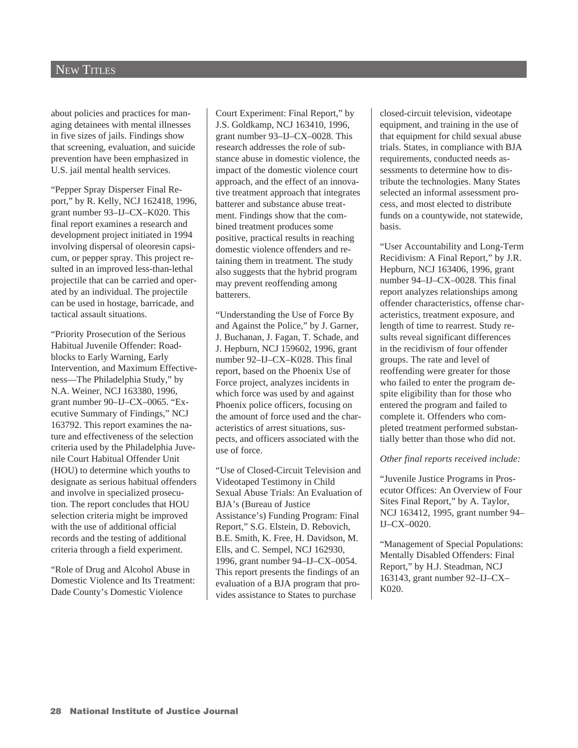about policies and practices for managing detainees with mental illnesses in five sizes of jails. Findings show that screening, evaluation, and suicide prevention have been emphasized in U.S. jail mental health services.

"Pepper Spray Disperser Final Report," by R. Kelly, NCJ 162418, 1996, grant number 93–IJ–CX–K020. This final report examines a research and development project initiated in 1994 involving dispersal of oleoresin capsicum, or pepper spray. This project resulted in an improved less-than-lethal projectile that can be carried and operated by an individual. The projectile can be used in hostage, barricade, and tactical assault situations.

"Priority Prosecution of the Serious Habitual Juvenile Offender: Roadblocks to Early Warning, Early Intervention, and Maximum Effectiveness—The Philadelphia Study," by N.A. Weiner, NCJ 163380, 1996, grant number 90–IJ–CX–0065. "Executive Summary of Findings," NCJ 163792. This report examines the nature and effectiveness of the selection criteria used by the Philadelphia Juvenile Court Habitual Offender Unit (HOU) to determine which youths to designate as serious habitual offenders and involve in specialized prosecution. The report concludes that HOU selection criteria might be improved with the use of additional official records and the testing of additional criteria through a field experiment.

"Role of Drug and Alcohol Abuse in Domestic Violence and Its Treatment: Dade County's Domestic Violence Court Experiment: Final Report," by J.S. Goldkamp, NCJ 163410, 1996, grant number 93–IJ–CX–0028. This research addresses the role of substance abuse in domestic violence, the impact of the domestic violence court approach, and the effect of an innovative treatment approach that integrates batterer and substance abuse treatment. Findings show that the combined treatment produces some positive, practical results in reaching domestic violence offenders and retaining them in treatment. The study also suggests that the hybrid program may prevent reoffending among batterers.

"Understanding the Use of Force By and Against the Police," by J. Garner, J. Buchanan, J. Fagan, T. Schade, and J. Hepburn, NCJ 159602, 1996, grant number 92–IJ–CX–K028. This final report, based on the Phoenix Use of Force project, analyzes incidents in which force was used by and against Phoenix police officers, focusing on the amount of force used and the characteristics of arrest situations, suspects, and officers associated with the use of force.

"Use of Closed-Circuit Television and Videotaped Testimony in Child Sexual Abuse Trials: An Evaluation of BJA's (Bureau of Justice Assistance's) Funding Program: Final Report," S.G. Elstein, D. Rebovich, B.E. Smith, K. Free, H. Davidson, M. Ells, and C. Sempel, NCJ 162930, 1996, grant number 94–IJ–CX–0054. This report presents the findings of an evaluation of a BJA program that provides assistance to States to purchase closed-circuit television, videotape equipment, and training in the use of that equipment for child sexual abuse trials. States, in compliance with BJA requirements, conducted needs assessments to determine how to distribute the technologies. Many States selected an informal assessment process, and most elected to distribute funds on a countywide, not statewide, basis.

"User Accountability and Long-Term Recidivism: A Final Report," by J.R. Hepburn, NCJ 163406, 1996, grant number 94–IJ–CX–0028. This final report analyzes relationships among offender characteristics, offense characteristics, treatment exposure, and length of time to rearrest. Study results reveal significant differences in the recidivism of four offender groups. The rate and level of reoffending were greater for those who failed to enter the program despite eligibility than for those who entered the program and failed to complete it. Offenders who completed treatment performed substantially better than those who did not.

*Other final reports received include:*

"Juvenile Justice Programs in Prosecutor Offices: An Overview of Four Sites Final Report," by A. Taylor, NCJ 163412, 1995, grant number 94–IJ–CX–0020.

"Management of Special Populations: Mentally Disabled Offenders: Final Report," by H.J. Steadman, NCJ 163143, grant number 92–IJ–CX–K020.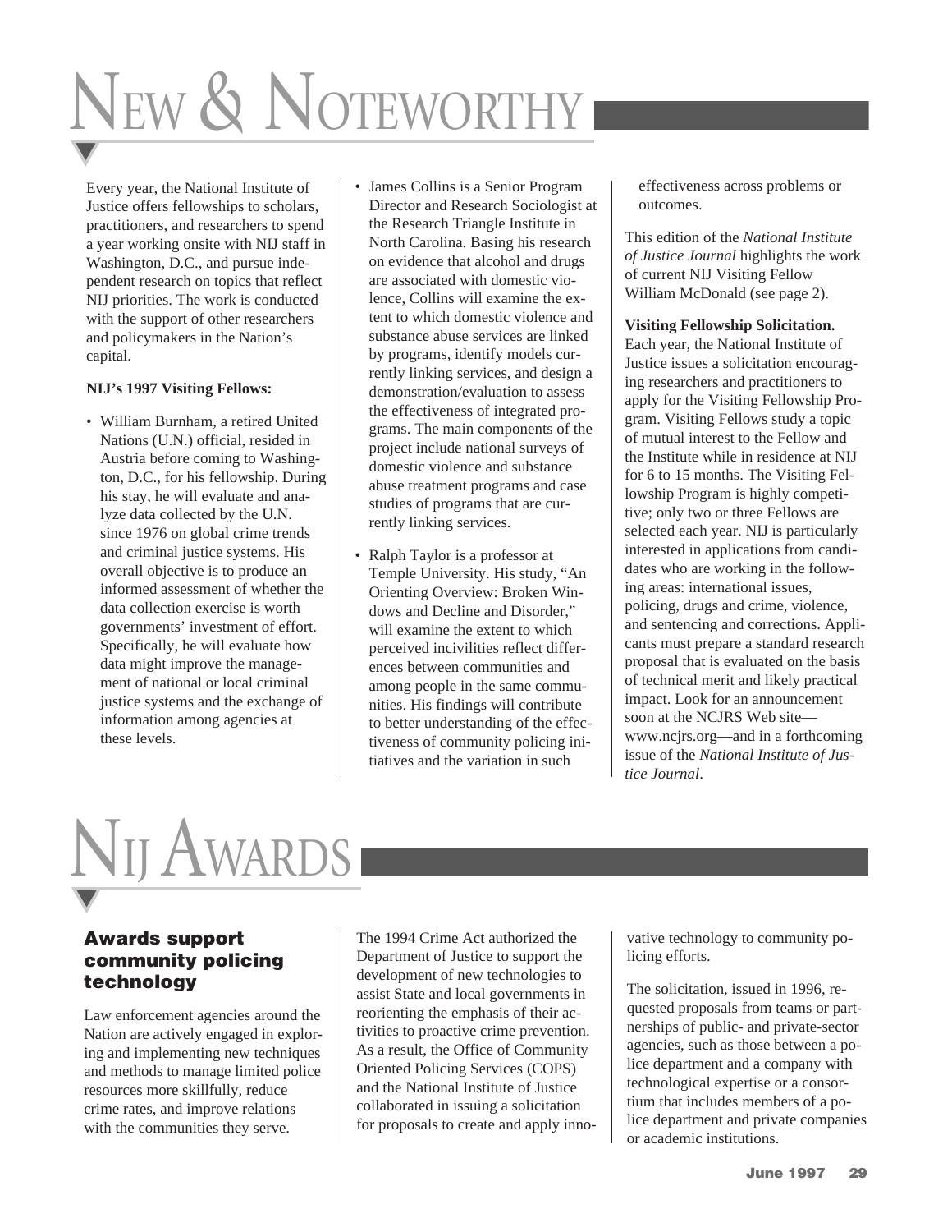# New & Noteworthy

Every year, the National Institute of Justice offers fellowships to scholars, practitioners, and researchers to spend a year working onsite with NIJ staff in Washington, D.C., and pursue independent research on topics that reflect NIJ priorities. The work is conducted with the support of other researchers and policymakers in the Nation's capital.

**NIJ's 1997 Visiting Fellows:**

- William Burnham, a retired United Nations (U.N.) official, resided in Austria before coming to Washington, D.C., for his fellowship. During his stay, he will evaluate and analyze data collected by the U.N. since 1976 on global crime trends and criminal justice systems. His overall objective is to produce an informed assessment of whether the data collection exercise is worth governments' investment of effort. Specifically, he will evaluate how data might improve the management of national or local criminal justice systems and the exchange of information among agencies at these levels.
- James Collins is a Senior Program Director and Research Sociologist at the Research Triangle Institute in North Carolina. Basing his research on evidence that alcohol and drugs are associated with domestic violence, Collins will examine the extent to which domestic violence and substance abuse services are linked by programs, identify models currently linking services, and design a demonstration/evaluation to assess the effectiveness of integrated programs. The main components of the project include national surveys of domestic violence and substance abuse treatment programs and case studies of programs that are currently linking services.
- Ralph Taylor is a professor at Temple University. His study, "An Orienting Overview: Broken Windows and Decline and Disorder," will examine the extent to which perceived incivilities reflect differences between communities and among people in the same communities. His findings will contribute to better understanding of the effectiveness of community policing initiatives and the variation in such effectiveness across problems or outcomes.

This edition of the *National Institute of Justice Journal* highlights the work of current NIJ Visiting Fellow William McDonald (see page 2).

**Visiting Fellowship Solicitation.** Each year, the National Institute of Justice issues a solicitation encouraging researchers and practitioners to apply for the Visiting Fellowship Program. Visiting Fellows study a topic of mutual interest to the Fellow and the Institute while in residence at NIJ for 6 to 15 months. The Visiting Fellowship Program is highly competitive; only two or three Fellows are selected each year. NIJ is particularly interested in applications from candidates who are working in the following areas: international issues, policing, drugs and crime, violence, and sentencing and corrections. Applicants must prepare a standard research proposal that is evaluated on the basis of technical merit and likely practical impact. Look for an announcement soon at the NCJRS Web site—www.ncjrs.org—and in a forthcoming issue of the *National Institute of Justice Journal*.

# NIJ Awards

## Awards support community policing technology

Law enforcement agencies around the Nation are actively engaged in exploring and implementing new techniques and methods to manage limited police resources more skillfully, reduce crime rates, and improve relations with the communities they serve.

The 1994 Crime Act authorized the Department of Justice to support the development of new technologies to assist State and local governments in reorienting the emphasis of their activities to proactive crime prevention. As a result, the Office of Community Oriented Policing Services (COPS) and the National Institute of Justice collaborated in issuing a solicitation for proposals to create and apply innovative technology to community policing efforts.

The solicitation, issued in 1996, requested proposals from teams or partnerships of public- and private-sector agencies, such as those between a police department and a company with technological expertise or a consortium that includes members of a police department and private companies or academic institutions.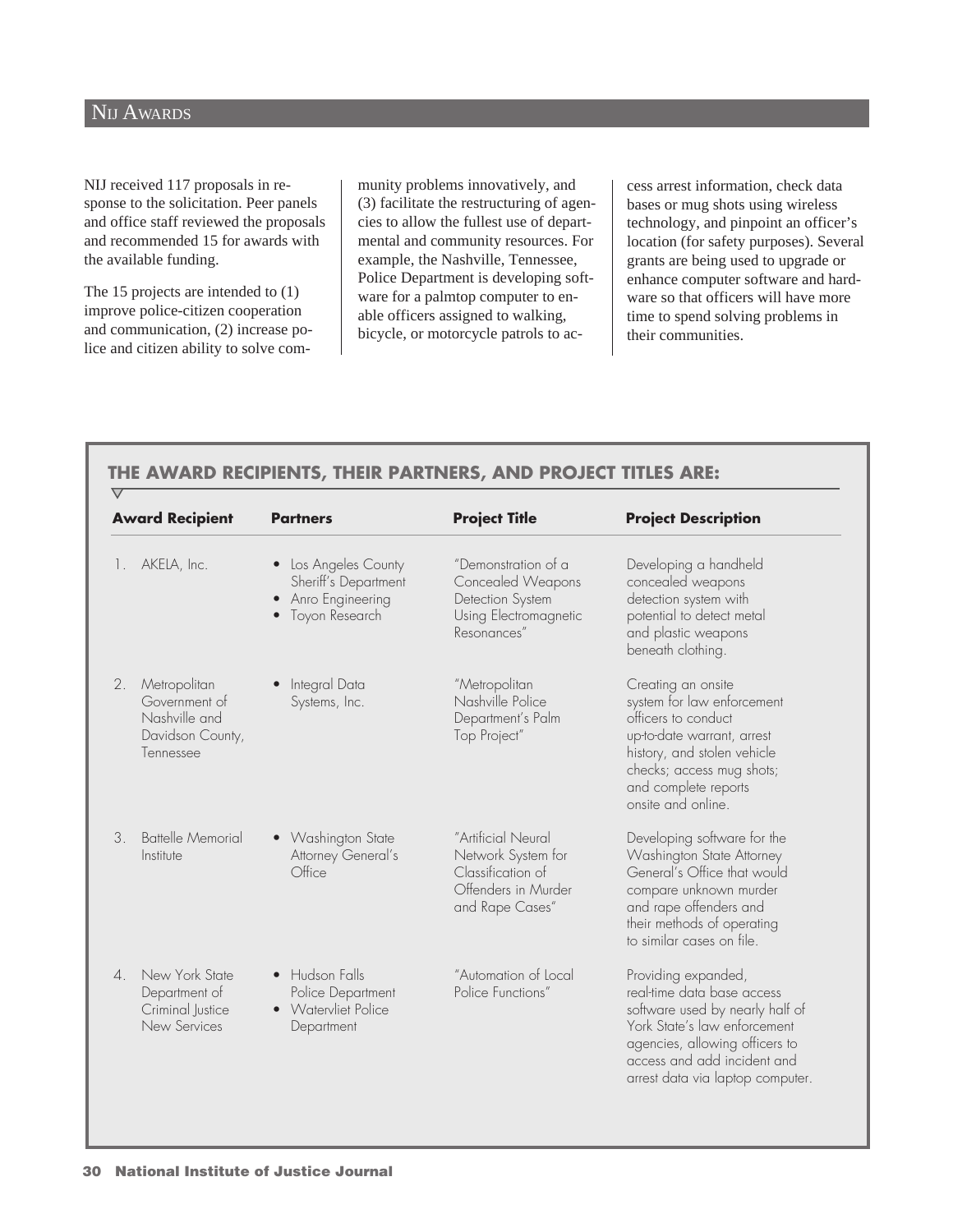## NIJ Awards

NIJ received 117 proposals in response to the solicitation. Peer panels and office staff reviewed the proposals and recommended 15 for awards with the available funding.

The 15 projects are intended to (1) improve police-citizen cooperation and communication, (2) increase police and citizen ability to solve community problems innovatively, and (3) facilitate the restructuring of agencies to allow the fullest use of departmental and community resources. For example, the Nashville, Tennessee, Police Department is developing software for a palmtop computer to enable officers assigned to walking, bicycle, or motorcycle patrols to access arrest information, check data bases or mug shots using wireless technology, and pinpoint an officer's location (for safety purposes). Several grants are being used to upgrade or enhance computer software and hardware so that officers will have more time to spend solving problems in their communities.

### THE AWARD RECIPIENTS, THEIR PARTNERS, AND PROJECT TITLES ARE:

| Award Recipient | Partners | Project Title | Project Description |
|---|---|---|---|
| 1. AKELA, Inc. | • Los Angeles County Sheriff's Department<br>• Anro Engineering<br>• Toyon Research | "Demonstration of a Concealed Weapons Detection System Using Electromagnetic Resonances" | Developing a handheld concealed weapons detection system with potential to detect metal and plastic weapons beneath clothing. |
| 2. Metropolitan Government of Nashville and Davidson County, Tennessee | • Integral Data Systems, Inc. | "Metropolitan Nashville Police Department's Palm Top Project" | Creating an onsite system for law enforcement officers to conduct up-to-date warrant, arrest history, and stolen vehicle checks; access mug shots; and complete reports onsite and online. |
| 3. Battelle Memorial Institute | • Washington State Attorney General's Office | "Artificial Neural Network System for Classification of Offenders in Murder and Rape Cases" | Developing software for the Washington State Attorney General's Office that would compare unknown murder and rape offenders and their methods of operating to similar cases on file. |
| 4. New York State Department of Criminal Justice New Services | • Hudson Falls Police Department<br>• Watervliet Police Department | "Automation of Local Police Functions" | Providing expanded, real-time data base access software used by nearly half of York State's law enforcement agencies, allowing officers to access and add incident and arrest data via laptop computer. |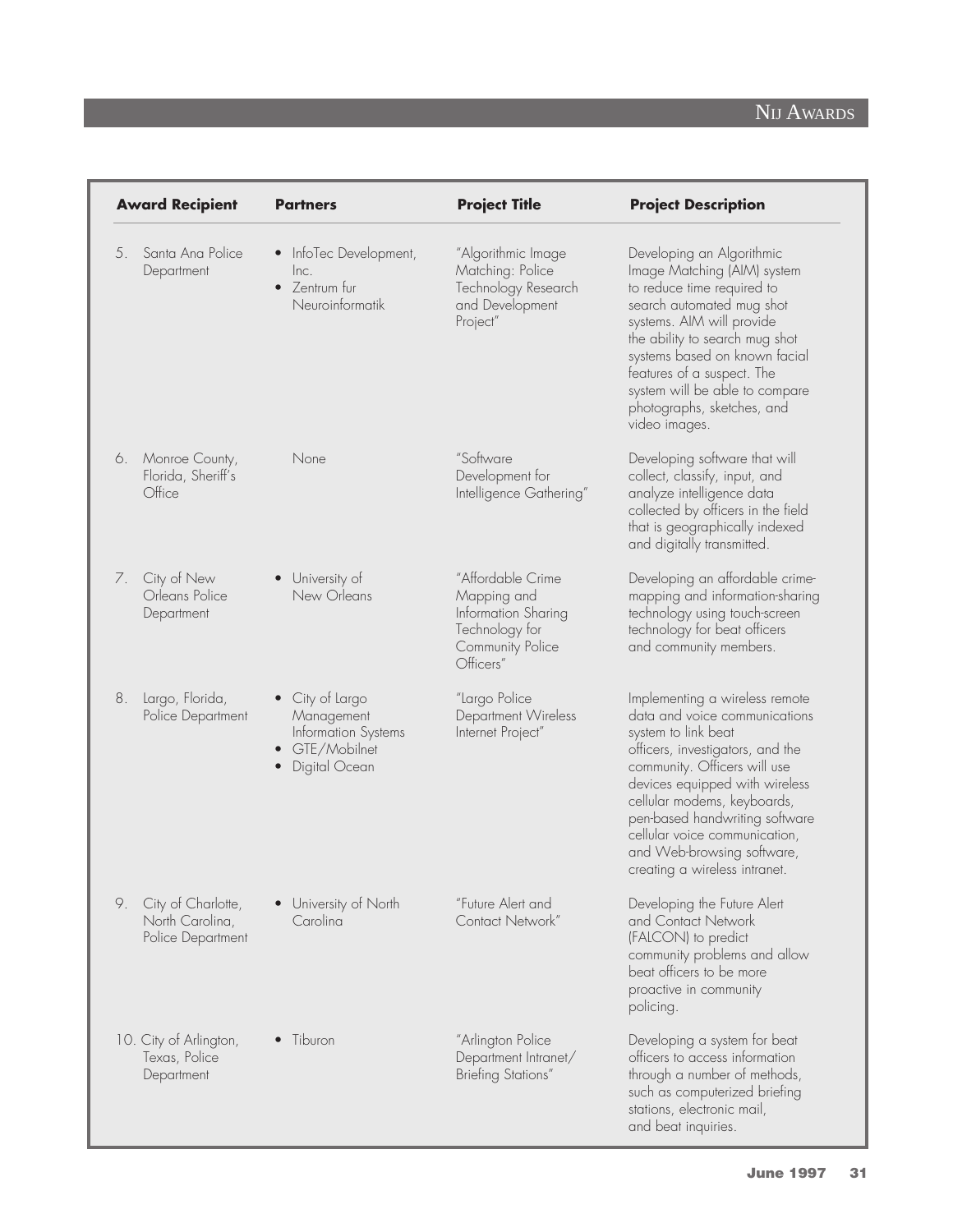| Award Recipient | Partners | Project Title | Project Description |
|---|---|---|---|
| 5. Santa Ana Police Department | • InfoTec Development, Inc. <br> • Zentrum fur Neuroinformatik | "Algorithmic Image Matching: Police Technology Research and Development Project" | Developing an Algorithmic Image Matching (AIM) system to reduce time required to search automated mug shot systems. AIM will provide the ability to search mug shot systems based on known facial features of a suspect. The system will be able to compare photographs, sketches, and video images. |
| 6. Monroe County, Florida, Sheriff's Office | None | "Software Development for Intelligence Gathering" | Developing software that will collect, classify, input, and analyze intelligence data collected by officers in the field that is geographically indexed and digitally transmitted. |
| 7. City of New Orleans Police Department | • University of New Orleans | "Affordable Crime Mapping and Information Sharing Technology for Community Police Officers" | Developing an affordable crime-mapping and information-sharing technology using touch-screen technology for beat officers and community members. |
| 8. Largo, Florida, Police Department | • City of Largo Management Information Systems <br> • GTE/Mobilnet <br> • Digital Ocean | "Largo Police Department Wireless Internet Project" | Implementing a wireless remote data and voice communications system to link beat officers, investigators, and the community. Officers will use devices equipped with wireless cellular modems, keyboards, pen-based handwriting software cellular voice communication, and Web-browsing software, creating a wireless intranet. |
| 9. City of Charlotte, North Carolina, Police Department | • University of North Carolina | "Future Alert and Contact Network" | Developing the Future Alert and Contact Network (FALCON) to predict community problems and allow beat officers to be more proactive in community policing. |
| 10. City of Arlington, Texas, Police Department | • Tiburon | "Arlington Police Department Intranet/ Briefing Stations" | Developing a system for beat officers to access information through a number of methods, such as computerized briefing stations, electronic mail, and beat inquiries. |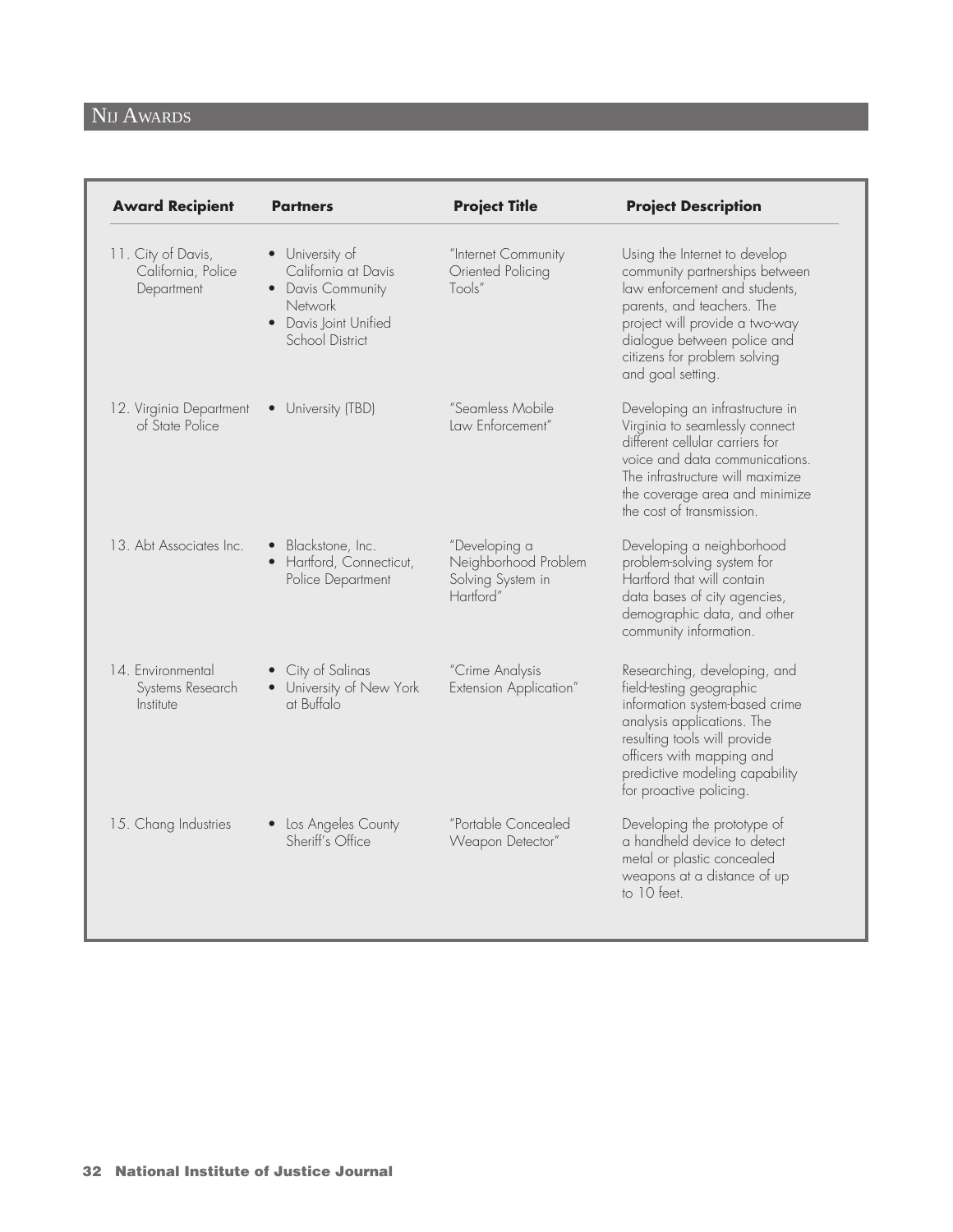## NIJ AWARDS

| Award Recipient | Partners | Project Title | Project Description |
|---|---|---|---|
| 11. City of Davis, California, Police Department | • University of California at Davis<br>• Davis Community Network<br>• Davis Joint Unified School District | "Internet Community Oriented Policing Tools" | Using the Internet to develop community partnerships between law enforcement and students, parents, and teachers. The project will provide a two-way dialogue between police and citizens for problem solving and goal setting. |
| 12. Virginia Department of State Police | • University (TBD) | "Seamless Mobile Law Enforcement" | Developing an infrastructure in Virginia to seamlessly connect different cellular carriers for voice and data communications. The infrastructure will maximize the coverage area and minimize the cost of transmission. |
| 13. Abt Associates Inc. | • Blackstone, Inc.<br>• Hartford, Connecticut, Police Department | "Developing a Neighborhood Problem Solving System in Hartford" | Developing a neighborhood problem-solving system for Hartford that will contain data bases of city agencies, demographic data, and other community information. |
| 14. Environmental Systems Research Institute | • City of Salinas<br>• University of New York at Buffalo | "Crime Analysis Extension Application" | Researching, developing, and field-testing geographic information system-based crime analysis applications. The resulting tools will provide officers with mapping and predictive modeling capability for proactive policing. |
| 15. Chang Industries | • Los Angeles County Sheriff's Office | "Portable Concealed Weapon Detector" | Developing the prototype of a handheld device to detect metal or plastic concealed weapons at a distance of up to 10 feet. |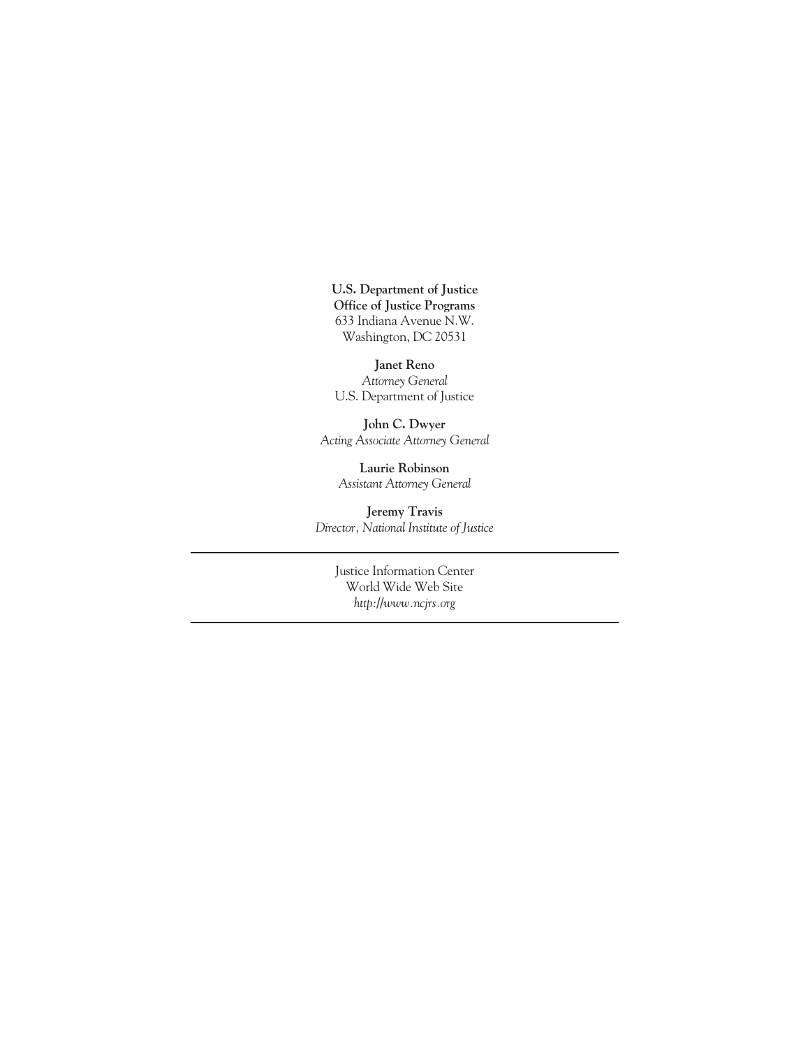**U.S. Department of Justice**
**Office of Justice Programs**
633 Indiana Avenue N.W.
Washington, DC 20531

**Janet Reno**
*Attorney General*
U.S. Department of Justice

**John C. Dwyer**
*Acting Associate Attorney General*

**Laurie Robinson**
*Assistant Attorney General*

**Jeremy Travis**
*Director, National Institute of Justice*

---

Justice Information Center
World Wide Web Site
*http://www.ncjrs.org*

---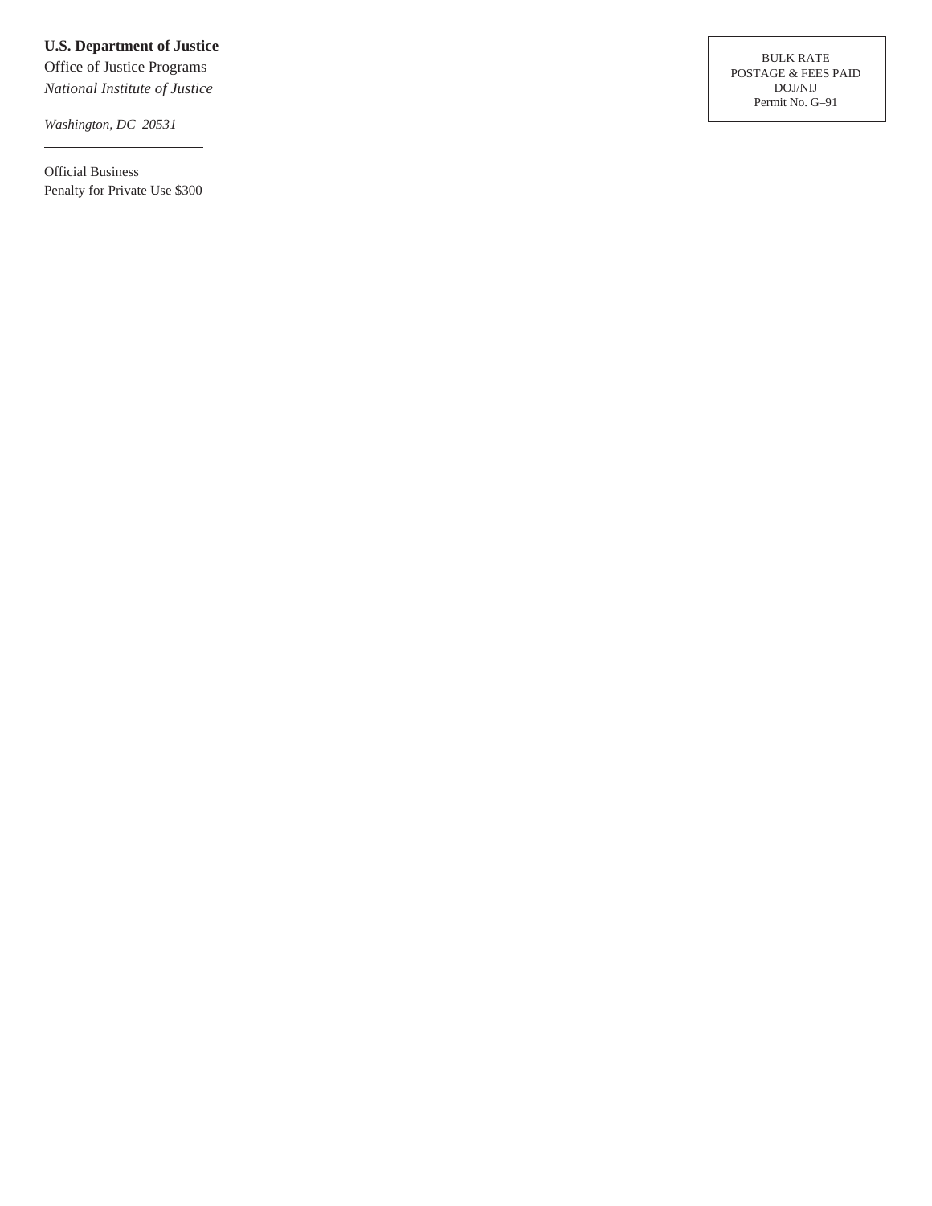**U.S. Department of Justice**
Office of Justice Programps

**U.S. Department of Justice**

Office of Justice Programs

*National Institute of Justice*

*Washington, DC 20531*

---

Official Business

Penalty for Private Use $300

BULK RATE
POSTAGE & FEES PAID
DOJ/NIJ
Permit No. G–91